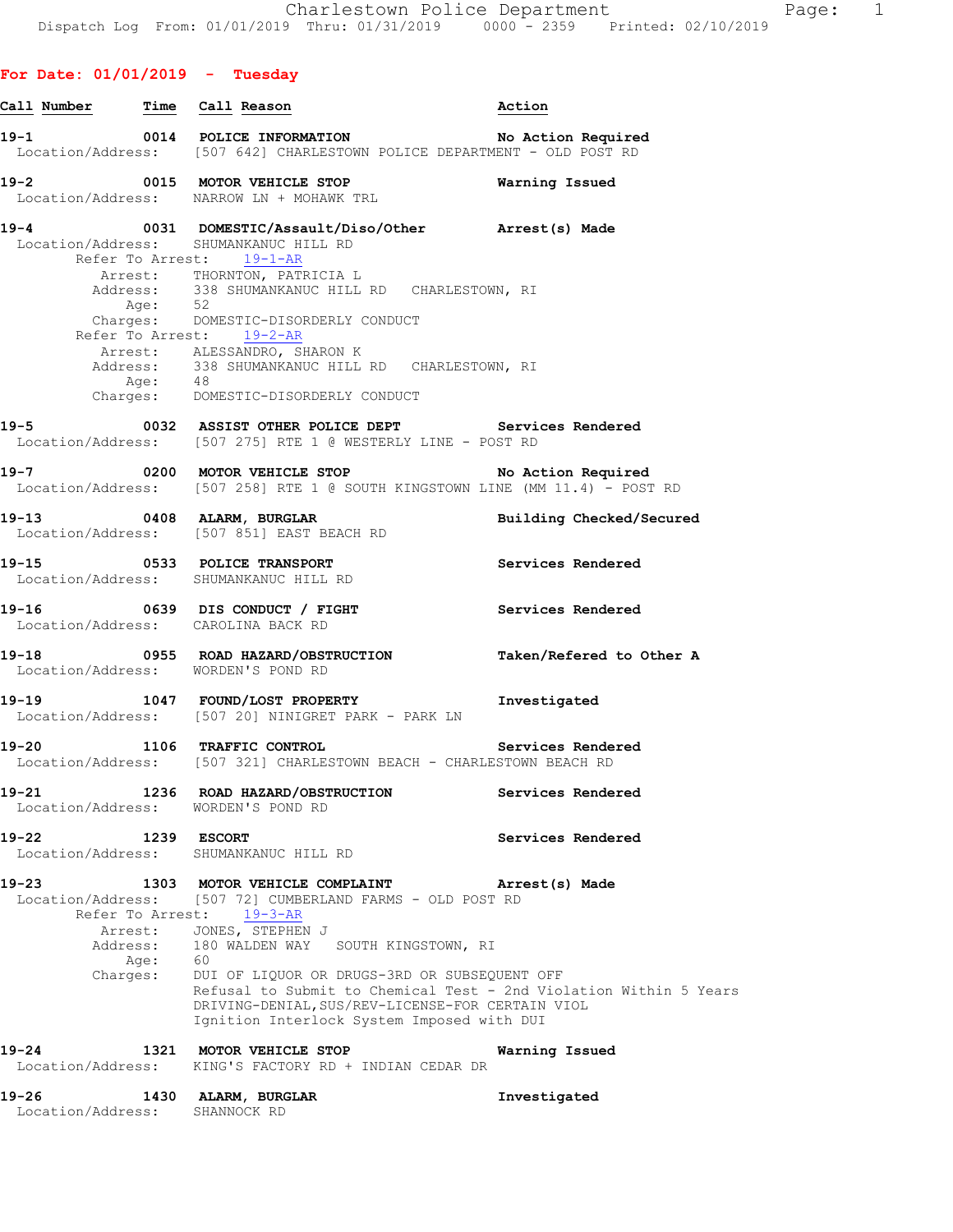**For Date: 01/01/2019 - Tuesday**

| Call Number | Time | Call Reason | Action |
|---|---|---|---|

**19-1** 0014 POLICE INFORMATION — No Action Required
Location/Address: [507 642] CHARLESTOWN POLICE DEPARTMENT - OLD POST RD

**19-2** 0015 MOTOR VEHICLE STOP — Warning Issued
Location/Address: NARROW LN + MOHAWK TRL

**19-4** 0031 DOMESTIC/Assault/Diso/Other — Arrest(s) Made
Location/Address: SHUMANKANUC HILL RD
Refer To Arrest: 19-1-AR
Arrest: THORNTON, PATRICIA L
Address: 338 SHUMANKANUC HILL RD CHARLESTOWN, RI
Age: 52
Charges: DOMESTIC-DISORDERLY CONDUCT
Refer To Arrest: 19-2-AR
Arrest: ALESSANDRO, SHARON K
Address: 338 SHUMANKANUC HILL RD CHARLESTOWN, RI
Age: 48
Charges: DOMESTIC-DISORDERLY CONDUCT

**19-5** 0032 ASSIST OTHER POLICE DEPT — Services Rendered
Location/Address: [507 275] RTE 1 @ WESTERLY LINE - POST RD

**19-7** 0200 MOTOR VEHICLE STOP — No Action Required
Location/Address: [507 258] RTE 1 @ SOUTH KINGSTOWN LINE (MM 11.4) - POST RD

**19-13** 0408 ALARM, BURGLAR — Building Checked/Secured
Location/Address: [507 851] EAST BEACH RD

**19-15** 0533 POLICE TRANSPORT — Services Rendered
Location/Address: SHUMANKANUC HILL RD

**19-16** 0639 DIS CONDUCT / FIGHT — Services Rendered
Location/Address: CAROLINA BACK RD

**19-18** 0955 ROAD HAZARD/OBSTRUCTION — Taken/Refered to Other A
Location/Address: WORDEN'S POND RD

**19-19** 1047 FOUND/LOST PROPERTY — Investigated
Location/Address: [507 20] NINIGRET PARK - PARK LN

**19-20** 1106 TRAFFIC CONTROL — Services Rendered
Location/Address: [507 321] CHARLESTOWN BEACH - CHARLESTOWN BEACH RD

**19-21** 1236 ROAD HAZARD/OBSTRUCTION — Services Rendered
Location/Address: WORDEN'S POND RD

**19-22** 1239 ESCORT — Services Rendered
Location/Address: SHUMANKANUC HILL RD

**19-23** 1303 MOTOR VEHICLE COMPLAINT — Arrest(s) Made
Location/Address: [507 72] CUMBERLAND FARMS - OLD POST RD
Refer To Arrest: 19-3-AR
Arrest: JONES, STEPHEN J
Address: 180 WALDEN WAY SOUTH KINGSTOWN, RI
Age: 60
Charges: DUI OF LIQUOR OR DRUGS-3RD OR SUBSEQUENT OFF
Refusal to Submit to Chemical Test - 2nd Violation Within 5 Years
DRIVING-DENIAL,SUS/REV-LICENSE-FOR CERTAIN VIOL
Ignition Interlock System Imposed with DUI

**19-24** 1321 MOTOR VEHICLE STOP — Warning Issued
Location/Address: KING'S FACTORY RD + INDIAN CEDAR DR

**19-26** 1430 ALARM, BURGLAR — Investigated
Location/Address: SHANNOCK RD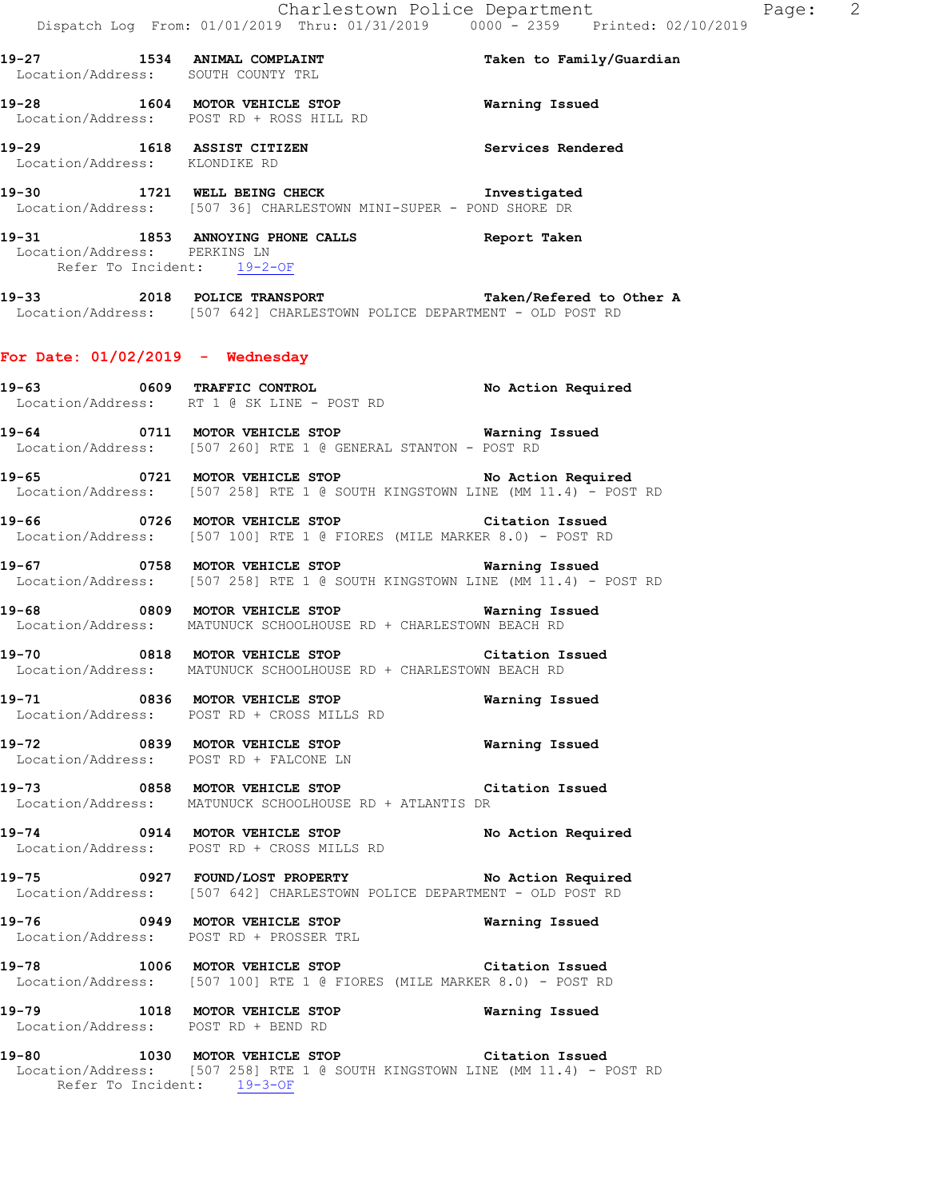19-27 1534 **ANIMAL COMPLAINT** **Taken to Family/Guardian**
Location/Address: SOUTH COUNTY TRL

19-28 1604 **MOTOR VEHICLE STOP** **Warning Issued**
Location/Address: POST RD + ROSS HILL RD

19-29 1618 **ASSIST CITIZEN** **Services Rendered**
Location/Address: KLONDIKE RD

19-30 1721 **WELL BEING CHECK** **Investigated**
Location/Address: [507 36] CHARLESTOWN MINI-SUPER - POND SHORE DR

19-31 1853 **ANNOYING PHONE CALLS** **Report Taken**
Location/Address: PERKINS LN
Refer To Incident: 19-2-OF

19-33 2018 **POLICE TRANSPORT** **Taken/Refered to Other A**
Location/Address: [507 642] CHARLESTOWN POLICE DEPARTMENT - OLD POST RD

## For Date: 01/02/2019 - Wednesday

19-63 0609 **TRAFFIC CONTROL** **No Action Required**
Location/Address: RT 1 @ SK LINE - POST RD

19-64 0711 **MOTOR VEHICLE STOP** **Warning Issued**
Location/Address: [507 260] RTE 1 @ GENERAL STANTON - POST RD

19-65 0721 **MOTOR VEHICLE STOP** **No Action Required**
Location/Address: [507 258] RTE 1 @ SOUTH KINGSTOWN LINE (MM 11.4) - POST RD

19-66 0726 **MOTOR VEHICLE STOP** **Citation Issued**
Location/Address: [507 100] RTE 1 @ FIORES (MILE MARKER 8.0) - POST RD

19-67 0758 **MOTOR VEHICLE STOP** **Warning Issued**
Location/Address: [507 258] RTE 1 @ SOUTH KINGSTOWN LINE (MM 11.4) - POST RD

19-68 0809 **MOTOR VEHICLE STOP** **Warning Issued**
Location/Address: MATUNUCK SCHOOLHOUSE RD + CHARLESTOWN BEACH RD

19-70 0818 **MOTOR VEHICLE STOP** **Citation Issued**
Location/Address: MATUNUCK SCHOOLHOUSE RD + CHARLESTOWN BEACH RD

19-71 0836 **MOTOR VEHICLE STOP** **Warning Issued**
Location/Address: POST RD + CROSS MILLS RD

19-72 0839 **MOTOR VEHICLE STOP** **Warning Issued**
Location/Address: POST RD + FALCONE LN

19-73 0858 **MOTOR VEHICLE STOP** **Citation Issued**
Location/Address: MATUNUCK SCHOOLHOUSE RD + ATLANTIS DR

19-74 0914 **MOTOR VEHICLE STOP** **No Action Required**
Location/Address: POST RD + CROSS MILLS RD

19-75 0927 **FOUND/LOST PROPERTY** **No Action Required**
Location/Address: [507 642] CHARLESTOWN POLICE DEPARTMENT - OLD POST RD

19-76 0949 **MOTOR VEHICLE STOP** **Warning Issued**
Location/Address: POST RD + PROSSER TRL

19-78 1006 **MOTOR VEHICLE STOP** **Citation Issued**
Location/Address: [507 100] RTE 1 @ FIORES (MILE MARKER 8.0) - POST RD

19-79 1018 **MOTOR VEHICLE STOP** **Warning Issued**
Location/Address: POST RD + BEND RD

19-80 1030 **MOTOR VEHICLE STOP** **Citation Issued**
Location/Address: [507 258] RTE 1 @ SOUTH KINGSTOWN LINE (MM 11.4) - POST RD
Refer To Incident: 19-3-OF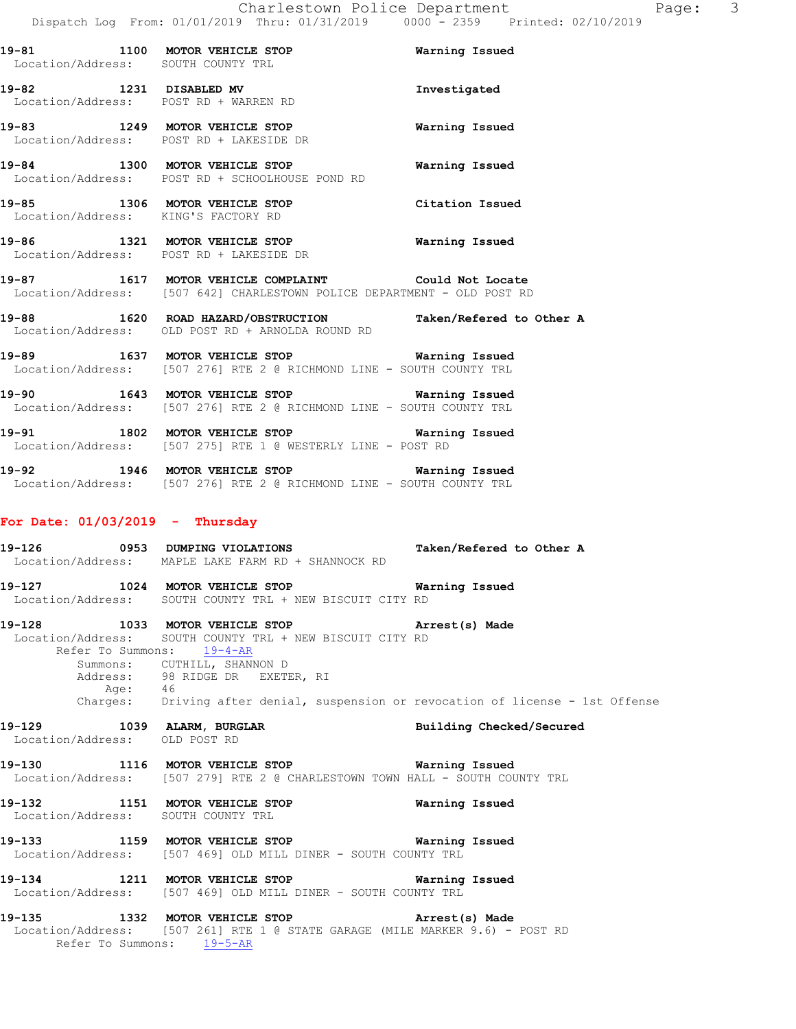19-81 1100 **MOTOR VEHICLE STOP** **Warning Issued**
Location/Address: SOUTH COUNTY TRL

19-82 1231 **DISABLED MV** **Investigated**
Location/Address: POST RD + WARREN RD

19-83 1249 **MOTOR VEHICLE STOP** **Warning Issued**
Location/Address: POST RD + LAKESIDE DR

19-84 1300 **MOTOR VEHICLE STOP** **Warning Issued**
Location/Address: POST RD + SCHOOLHOUSE POND RD

19-85 1306 **MOTOR VEHICLE STOP** **Citation Issued**
Location/Address: KING'S FACTORY RD

19-86 1321 **MOTOR VEHICLE STOP** **Warning Issued**
Location/Address: POST RD + LAKESIDE DR

19-87 1617 **MOTOR VEHICLE COMPLAINT** **Could Not Locate**
Location/Address: [507 642] CHARLESTOWN POLICE DEPARTMENT - OLD POST RD

19-88 1620 **ROAD HAZARD/OBSTRUCTION** **Taken/Refered to Other A**
Location/Address: OLD POST RD + ARNOLDA ROUND RD

19-89 1637 **MOTOR VEHICLE STOP** **Warning Issued**
Location/Address: [507 276] RTE 2 @ RICHMOND LINE - SOUTH COUNTY TRL

19-90 1643 **MOTOR VEHICLE STOP** **Warning Issued**
Location/Address: [507 276] RTE 2 @ RICHMOND LINE - SOUTH COUNTY TRL

19-91 1802 **MOTOR VEHICLE STOP** **Warning Issued**
Location/Address: [507 275] RTE 1 @ WESTERLY LINE - POST RD

19-92 1946 **MOTOR VEHICLE STOP** **Warning Issued**
Location/Address: [507 276] RTE 2 @ RICHMOND LINE - SOUTH COUNTY TRL

## For Date: 01/03/2019 - Thursday

19-126 0953 **DUMPING VIOLATIONS** **Taken/Refered to Other A**
Location/Address: MAPLE LAKE FARM RD + SHANNOCK RD

19-127 1024 **MOTOR VEHICLE STOP** **Warning Issued**
Location/Address: SOUTH COUNTY TRL + NEW BISCUIT CITY RD

19-128 1033 **MOTOR VEHICLE STOP** **Arrest(s) Made**
Location/Address: SOUTH COUNTY TRL + NEW BISCUIT CITY RD
Refer To Summons: 19-4-AR
Summons: CUTHILL, SHANNON D
Address: 98 RIDGE DR EXETER, RI
Age: 46
Charges: Driving after denial, suspension or revocation of license - 1st Offense

19-129 1039 **ALARM, BURGLAR** **Building Checked/Secured**
Location/Address: OLD POST RD

19-130 1116 **MOTOR VEHICLE STOP** **Warning Issued**
Location/Address: [507 279] RTE 2 @ CHARLESTOWN TOWN HALL - SOUTH COUNTY TRL

19-132 1151 **MOTOR VEHICLE STOP** **Warning Issued**
Location/Address: SOUTH COUNTY TRL

19-133 1159 **MOTOR VEHICLE STOP** **Warning Issued**
Location/Address: [507 469] OLD MILL DINER - SOUTH COUNTY TRL

19-134 1211 **MOTOR VEHICLE STOP** **Warning Issued**
Location/Address: [507 469] OLD MILL DINER - SOUTH COUNTY TRL

19-135 1332 **MOTOR VEHICLE STOP** **Arrest(s) Made**
Location/Address: [507 261] RTE 1 @ STATE GARAGE (MILE MARKER 9.6) - POST RD
Refer To Summons: 19-5-AR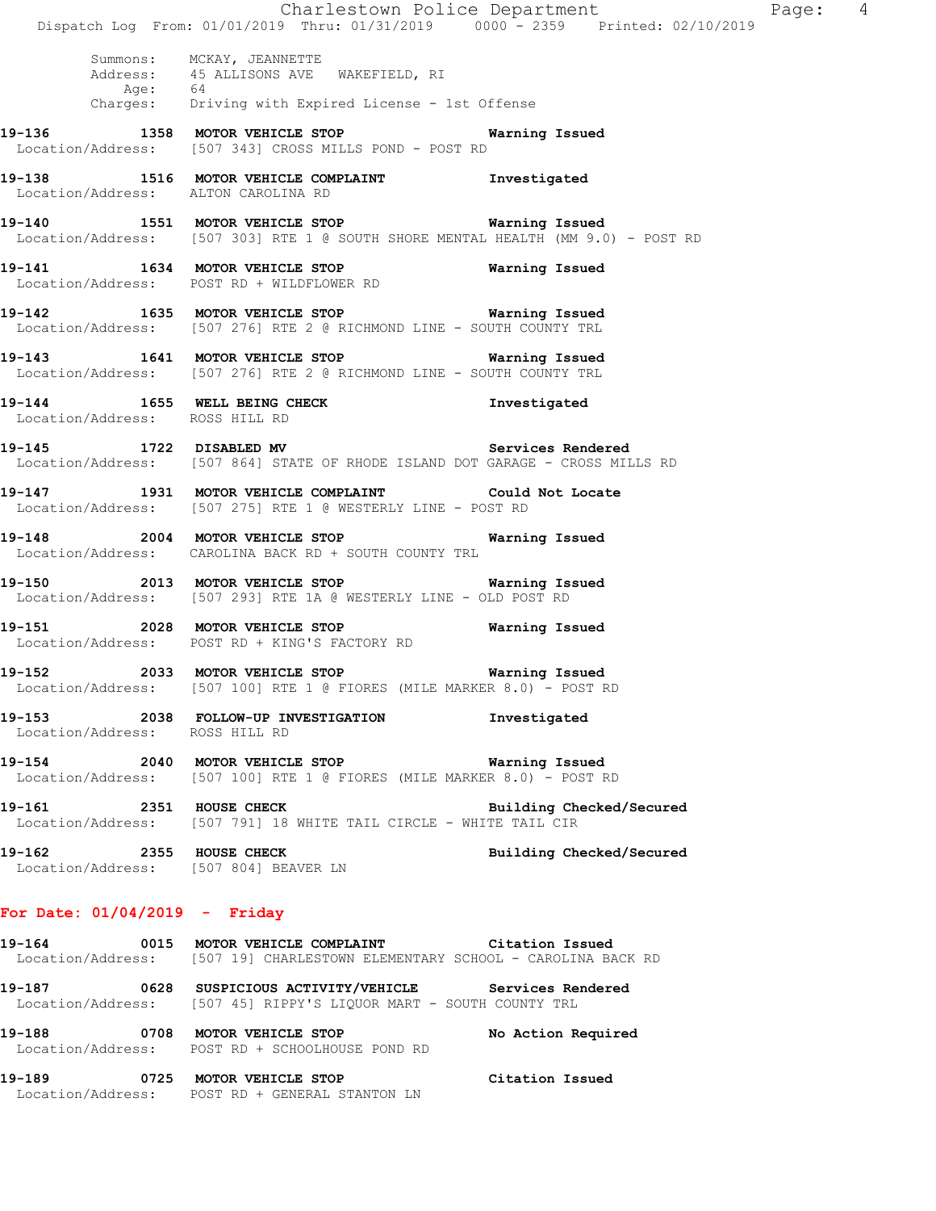Summons: MCKAY, JEANNETTE
Address: 45 ALLISONS AVE WAKEFIELD, RI
Age: 64
Charges: Driving with Expired License - 1st Offense

**19-136 1358 MOTOR VEHICLE STOP** — **Warning Issued**
Location/Address: [507 343] CROSS MILLS POND - POST RD

**19-138 1516 MOTOR VEHICLE COMPLAINT** — **Investigated**
Location/Address: ALTON CAROLINA RD

**19-140 1551 MOTOR VEHICLE STOP** — **Warning Issued**
Location/Address: [507 303] RTE 1 @ SOUTH SHORE MENTAL HEALTH (MM 9.0) - POST RD

**19-141 1634 MOTOR VEHICLE STOP** — **Warning Issued**
Location/Address: POST RD + WILDFLOWER RD

**19-142 1635 MOTOR VEHICLE STOP** — **Warning Issued**
Location/Address: [507 276] RTE 2 @ RICHMOND LINE - SOUTH COUNTY TRL

**19-143 1641 MOTOR VEHICLE STOP** — **Warning Issued**
Location/Address: [507 276] RTE 2 @ RICHMOND LINE - SOUTH COUNTY TRL

**19-144 1655 WELL BEING CHECK** — **Investigated**
Location/Address: ROSS HILL RD

**19-145 1722 DISABLED MV** — **Services Rendered**
Location/Address: [507 864] STATE OF RHODE ISLAND DOT GARAGE - CROSS MILLS RD

**19-147 1931 MOTOR VEHICLE COMPLAINT** — **Could Not Locate**
Location/Address: [507 275] RTE 1 @ WESTERLY LINE - POST RD

**19-148 2004 MOTOR VEHICLE STOP** — **Warning Issued**
Location/Address: CAROLINA BACK RD + SOUTH COUNTY TRL

**19-150 2013 MOTOR VEHICLE STOP** — **Warning Issued**
Location/Address: [507 293] RTE 1A @ WESTERLY LINE - OLD POST RD

**19-151 2028 MOTOR VEHICLE STOP** — **Warning Issued**
Location/Address: POST RD + KING'S FACTORY RD

**19-152 2033 MOTOR VEHICLE STOP** — **Warning Issued**
Location/Address: [507 100] RTE 1 @ FIORES (MILE MARKER 8.0) - POST RD

**19-153 2038 FOLLOW-UP INVESTIGATION** — **Investigated**
Location/Address: ROSS HILL RD

**19-154 2040 MOTOR VEHICLE STOP** — **Warning Issued**
Location/Address: [507 100] RTE 1 @ FIORES (MILE MARKER 8.0) - POST RD

**19-161 2351 HOUSE CHECK** — **Building Checked/Secured**
Location/Address: [507 791] 18 WHITE TAIL CIRCLE - WHITE TAIL CIR

**19-162 2355 HOUSE CHECK** — **Building Checked/Secured**
Location/Address: [507 804] BEAVER LN

## For Date: 01/04/2019 - Friday

**19-164 0015 MOTOR VEHICLE COMPLAINT** — **Citation Issued**
Location/Address: [507 19] CHARLESTOWN ELEMENTARY SCHOOL - CAROLINA BACK RD

**19-187 0628 SUSPICIOUS ACTIVITY/VEHICLE** — **Services Rendered**
Location/Address: [507 45] RIPPY'S LIQUOR MART - SOUTH COUNTY TRL

**19-188 0708 MOTOR VEHICLE STOP** — **No Action Required**
Location/Address: POST RD + SCHOOLHOUSE POND RD

**19-189 0725 MOTOR VEHICLE STOP** — **Citation Issued**
Location/Address: POST RD + GENERAL STANTON LN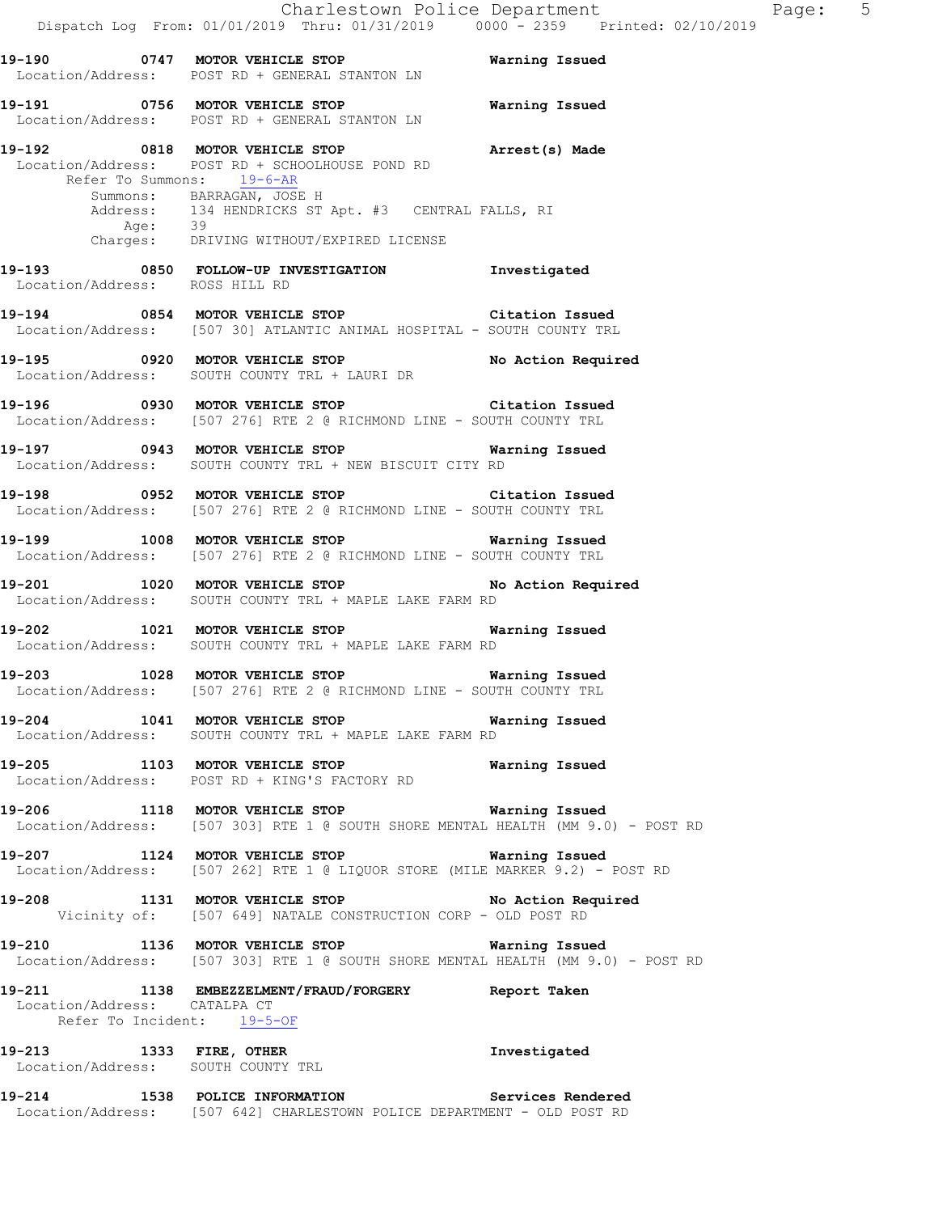**19-190 0747 MOTOR VEHICLE STOP Warning Issued**
Location/Address: POST RD + GENERAL STANTON LN

**19-191 0756 MOTOR VEHICLE STOP Warning Issued**
Location/Address: POST RD + GENERAL STANTON LN

**19-192 0818 MOTOR VEHICLE STOP Arrest(s) Made**
Location/Address: POST RD + SCHOOLHOUSE POND RD
Refer To Summons: 19-6-AR
Summons: BARRAGAN, JOSE H
Address: 134 HENDRICKS ST Apt. #3 CENTRAL FALLS, RI
Age: 39
Charges: DRIVING WITHOUT/EXPIRED LICENSE

**19-193 0850 FOLLOW-UP INVESTIGATION Investigated**
Location/Address: ROSS HILL RD

**19-194 0854 MOTOR VEHICLE STOP Citation Issued**
Location/Address: [507 30] ATLANTIC ANIMAL HOSPITAL - SOUTH COUNTY TRL

**19-195 0920 MOTOR VEHICLE STOP No Action Required**
Location/Address: SOUTH COUNTY TRL + LAURI DR

**19-196 0930 MOTOR VEHICLE STOP Citation Issued**
Location/Address: [507 276] RTE 2 @ RICHMOND LINE - SOUTH COUNTY TRL

**19-197 0943 MOTOR VEHICLE STOP Warning Issued**
Location/Address: SOUTH COUNTY TRL + NEW BISCUIT CITY RD

**19-198 0952 MOTOR VEHICLE STOP Citation Issued**
Location/Address: [507 276] RTE 2 @ RICHMOND LINE - SOUTH COUNTY TRL

**19-199 1008 MOTOR VEHICLE STOP Warning Issued**
Location/Address: [507 276] RTE 2 @ RICHMOND LINE - SOUTH COUNTY TRL

**19-201 1020 MOTOR VEHICLE STOP No Action Required**
Location/Address: SOUTH COUNTY TRL + MAPLE LAKE FARM RD

**19-202 1021 MOTOR VEHICLE STOP Warning Issued**
Location/Address: SOUTH COUNTY TRL + MAPLE LAKE FARM RD

**19-203 1028 MOTOR VEHICLE STOP Warning Issued**
Location/Address: [507 276] RTE 2 @ RICHMOND LINE - SOUTH COUNTY TRL

**19-204 1041 MOTOR VEHICLE STOP Warning Issued**
Location/Address: SOUTH COUNTY TRL + MAPLE LAKE FARM RD

**19-205 1103 MOTOR VEHICLE STOP Warning Issued**
Location/Address: POST RD + KING'S FACTORY RD

**19-206 1118 MOTOR VEHICLE STOP Warning Issued**
Location/Address: [507 303] RTE 1 @ SOUTH SHORE MENTAL HEALTH (MM 9.0) - POST RD

**19-207 1124 MOTOR VEHICLE STOP Warning Issued**
Location/Address: [507 262] RTE 1 @ LIQUOR STORE (MILE MARKER 9.2) - POST RD

**19-208 1131 MOTOR VEHICLE STOP No Action Required**
Vicinity of: [507 649] NATALE CONSTRUCTION CORP - OLD POST RD

**19-210 1136 MOTOR VEHICLE STOP Warning Issued**
Location/Address: [507 303] RTE 1 @ SOUTH SHORE MENTAL HEALTH (MM 9.0) - POST RD

**19-211 1138 EMBEZZELMENT/FRAUD/FORGERY Report Taken**
Location/Address: CATALPA CT
Refer To Incident: 19-5-OF

**19-213 1333 FIRE, OTHER Investigated**
Location/Address: SOUTH COUNTY TRL

**19-214 1538 POLICE INFORMATION Services Rendered**
Location/Address: [507 642] CHARLESTOWN POLICE DEPARTMENT - OLD POST RD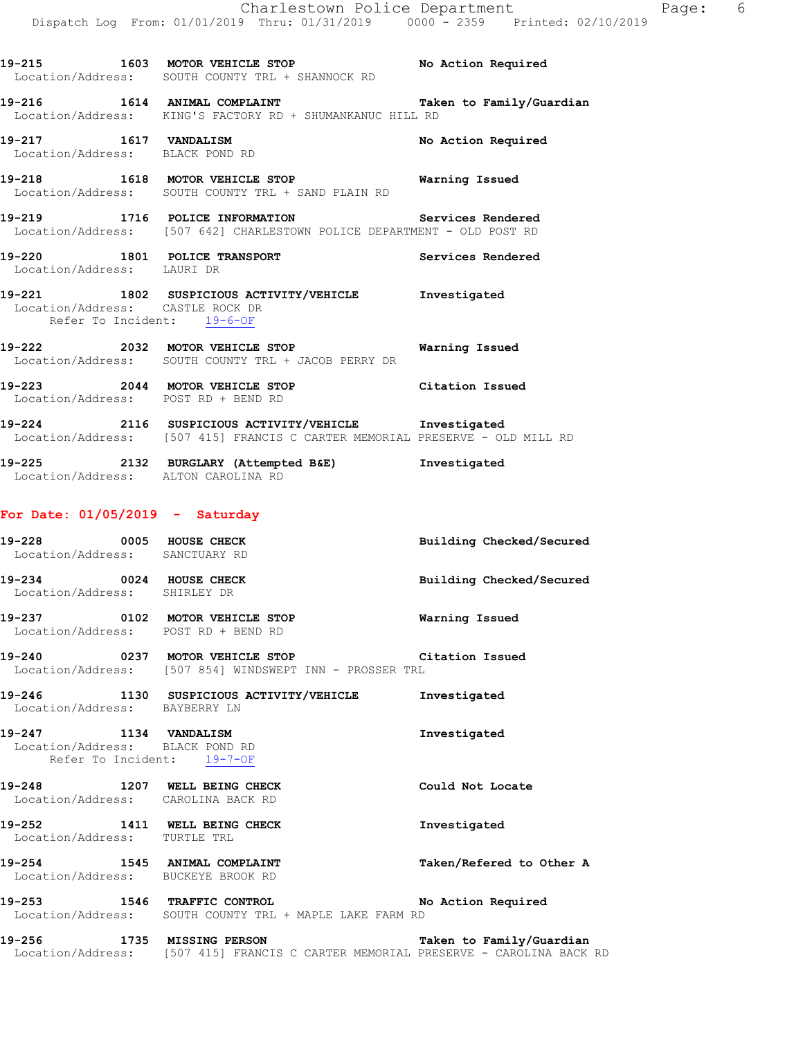**19-215 1603 MOTOR VEHICLE STOP** — No Action Required
Location/Address: SOUTH COUNTY TRL + SHANNOCK RD

**19-216 1614 ANIMAL COMPLAINT** — Taken to Family/Guardian
Location/Address: KING'S FACTORY RD + SHUMANKANUC HILL RD

**19-217 1617 VANDALISM** — No Action Required
Location/Address: BLACK POND RD

**19-218 1618 MOTOR VEHICLE STOP** — Warning Issued
Location/Address: SOUTH COUNTY TRL + SAND PLAIN RD

**19-219 1716 POLICE INFORMATION** — Services Rendered
Location/Address: [507 642] CHARLESTOWN POLICE DEPARTMENT - OLD POST RD

**19-220 1801 POLICE TRANSPORT** — Services Rendered
Location/Address: LAURI DR

**19-221 1802 SUSPICIOUS ACTIVITY/VEHICLE** — Investigated
Location/Address: CASTLE ROCK DR
Refer To Incident: 19-6-OF

**19-222 2032 MOTOR VEHICLE STOP** — Warning Issued
Location/Address: SOUTH COUNTY TRL + JACOB PERRY DR

**19-223 2044 MOTOR VEHICLE STOP** — Citation Issued
Location/Address: POST RD + BEND RD

**19-224 2116 SUSPICIOUS ACTIVITY/VEHICLE** — Investigated
Location/Address: [507 415] FRANCIS C CARTER MEMORIAL PRESERVE - OLD MILL RD

**19-225 2132 BURGLARY (Attempted B&E)** — Investigated
Location/Address: ALTON CAROLINA RD

## For Date: 01/05/2019 - Saturday

**19-228 0005 HOUSE CHECK** — Building Checked/Secured
Location/Address: SANCTUARY RD

**19-234 0024 HOUSE CHECK** — Building Checked/Secured
Location/Address: SHIRLEY DR

**19-237 0102 MOTOR VEHICLE STOP** — Warning Issued
Location/Address: POST RD + BEND RD

**19-240 0237 MOTOR VEHICLE STOP** — Citation Issued
Location/Address: [507 854] WINDSWEPT INN - PROSSER TRL

**19-246 1130 SUSPICIOUS ACTIVITY/VEHICLE** — Investigated
Location/Address: BAYBERRY LN

**19-247 1134 VANDALISM** — Investigated
Location/Address: BLACK POND RD
Refer To Incident: 19-7-OF

**19-248 1207 WELL BEING CHECK** — Could Not Locate
Location/Address: CAROLINA BACK RD

**19-252 1411 WELL BEING CHECK** — Investigated
Location/Address: TURTLE TRL

**19-254 1545 ANIMAL COMPLAINT** — Taken/Refered to Other A
Location/Address: BUCKEYE BROOK RD

**19-253 1546 TRAFFIC CONTROL** — No Action Required
Location/Address: SOUTH COUNTY TRL + MAPLE LAKE FARM RD

**19-256 1735 MISSING PERSON** — Taken to Family/Guardian
Location/Address: [507 415] FRANCIS C CARTER MEMORIAL PRESERVE - CAROLINA BACK RD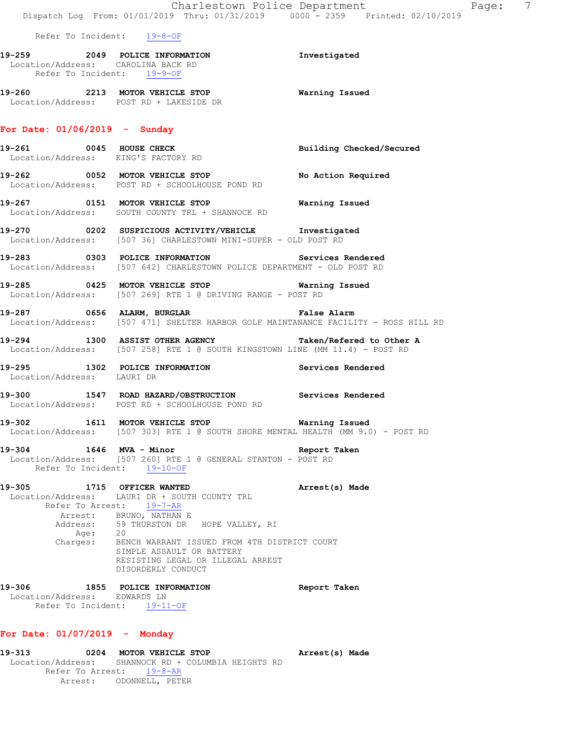Refer To Incident: 19-8-OF

**19-259** 2049 **POLICE INFORMATION** **Investigated**
Location/Address: CAROLINA BACK RD
Refer To Incident: 19-9-OF

**19-260** 2213 **MOTOR VEHICLE STOP** **Warning Issued**
Location/Address: POST RD + LAKESIDE DR

## For Date: 01/06/2019 - Sunday

**19-261** 0045 **HOUSE CHECK** **Building Checked/Secured**
Location/Address: KING'S FACTORY RD

**19-262** 0052 **MOTOR VEHICLE STOP** **No Action Required**
Location/Address: POST RD + SCHOOLHOUSE POND RD

**19-267** 0151 **MOTOR VEHICLE STOP** **Warning Issued**
Location/Address: SOUTH COUNTY TRL + SHANNOCK RD

**19-270** 0202 **SUSPICIOUS ACTIVITY/VEHICLE** **Investigated**
Location/Address: [507 36] CHARLESTOWN MINI-SUPER - OLD POST RD

**19-283** 0303 **POLICE INFORMATION** **Services Rendered**
Location/Address: [507 642] CHARLESTOWN POLICE DEPARTMENT - OLD POST RD

**19-285** 0425 **MOTOR VEHICLE STOP** **Warning Issued**
Location/Address: [507 269] RTE 1 @ DRIVING RANGE - POST RD

**19-287** 0656 **ALARM, BURGLAR** **False Alarm**
Location/Address: [507 471] SHELTER HARBOR GOLF MAINTANANCE FACILITY - ROSS HILL RD

**19-294** 1300 **ASSIST OTHER AGENCY** **Taken/Refered to Other A**
Location/Address: [507 258] RTE 1 @ SOUTH KINGSTOWN LINE (MM 11.4) - POST RD

**19-295** 1302 **POLICE INFORMATION** **Services Rendered**
Location/Address: LAURI DR

**19-300** 1547 **ROAD HAZARD/OBSTRUCTION** **Services Rendered**
Location/Address: POST RD + SCHOOLHOUSE POND RD

**19-302** 1611 **MOTOR VEHICLE STOP** **Warning Issued**
Location/Address: [507 303] RTE 1 @ SOUTH SHORE MENTAL HEALTH (MM 9.0) - POST RD

**19-304** 1646 **MVA - Minor** **Report Taken**
Location/Address: [507 260] RTE 1 @ GENERAL STANTON - POST RD
Refer To Incident: 19-10-OF

**19-305** 1715 **OFFICER WANTED** **Arrest(s) Made**
Location/Address: LAURI DR + SOUTH COUNTY TRL
Refer To Arrest: 19-7-AR
Arrest: BRUNO, NATHAN E
Address: 59 THURSTON DR HOPE VALLEY, RI
Age: 20
Charges: BENCH WARRANT ISSUED FROM 4TH DISTRICT COURT
SIMPLE ASSAULT OR BATTERY
RESISTING LEGAL OR ILLEGAL ARREST
DISORDERLY CONDUCT

**19-306** 1855 **POLICE INFORMATION** **Report Taken**
Location/Address: EDWARDS LN
Refer To Incident: 19-11-OF

## For Date: 01/07/2019 - Monday

**19-313** 0204 **MOTOR VEHICLE STOP** **Arrest(s) Made**
Location/Address: SHANNOCK RD + COLUMBIA HEIGHTS RD
Refer To Arrest: 19-8-AR
Arrest: ODONNELL, PETER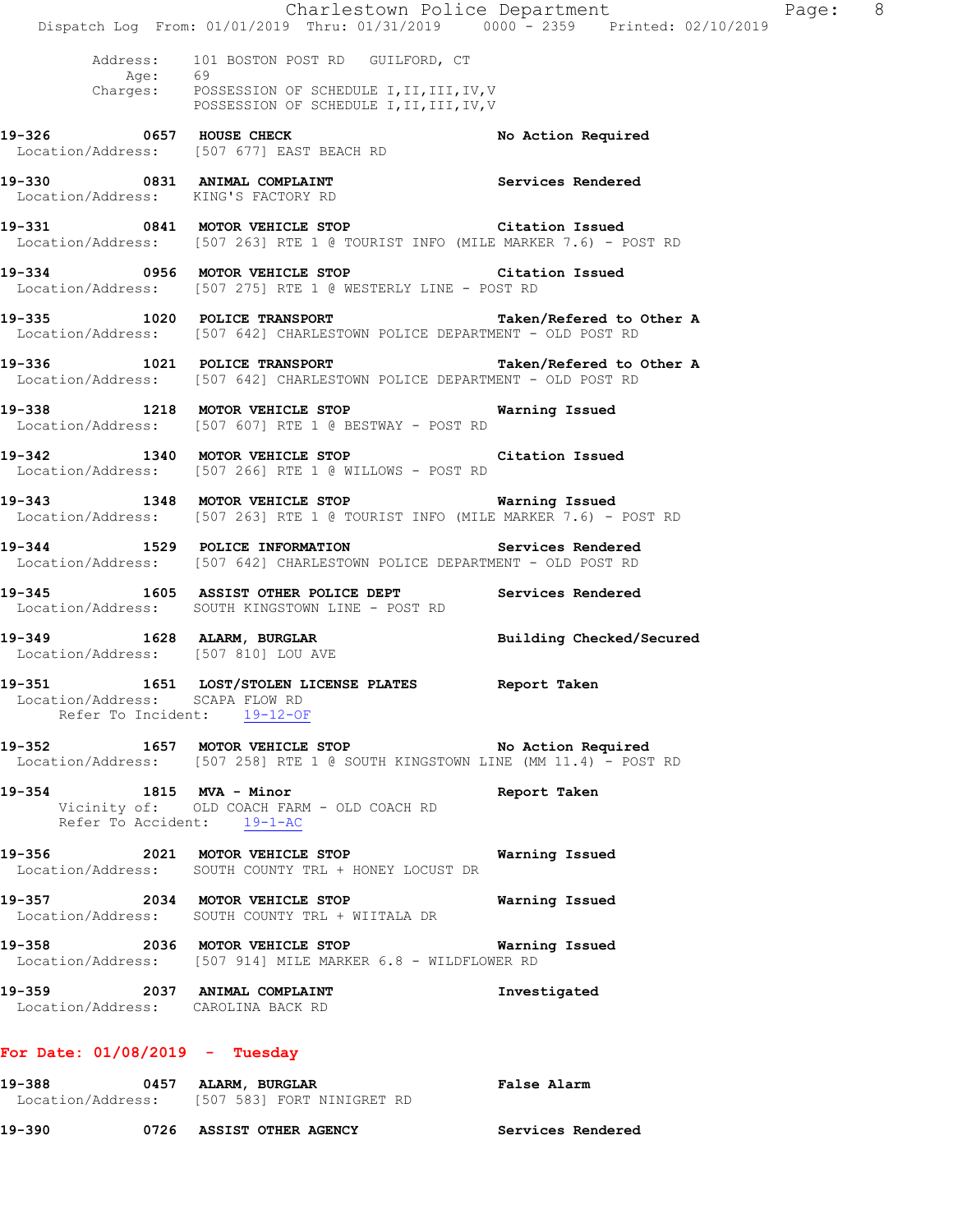Address: 101 BOSTON POST RD GUILFORD, CT
Age: 69
Charges: POSSESSION OF SCHEDULE I,II,III,IV,V
POSSESSION OF SCHEDULE I,II,III,IV,V

**19-326 0657 HOUSE CHECK** No Action Required
Location/Address: [507 677] EAST BEACH RD

**19-330 0831 ANIMAL COMPLAINT** Services Rendered
Location/Address: KING'S FACTORY RD

**19-331 0841 MOTOR VEHICLE STOP** Citation Issued
Location/Address: [507 263] RTE 1 @ TOURIST INFO (MILE MARKER 7.6) - POST RD

**19-334 0956 MOTOR VEHICLE STOP** Citation Issued
Location/Address: [507 275] RTE 1 @ WESTERLY LINE - POST RD

**19-335 1020 POLICE TRANSPORT** Taken/Refered to Other A
Location/Address: [507 642] CHARLESTOWN POLICE DEPARTMENT - OLD POST RD

**19-336 1021 POLICE TRANSPORT** Taken/Refered to Other A
Location/Address: [507 642] CHARLESTOWN POLICE DEPARTMENT - OLD POST RD

**19-338 1218 MOTOR VEHICLE STOP** Warning Issued
Location/Address: [507 607] RTE 1 @ BESTWAY - POST RD

**19-342 1340 MOTOR VEHICLE STOP** Citation Issued
Location/Address: [507 266] RTE 1 @ WILLOWS - POST RD

**19-343 1348 MOTOR VEHICLE STOP** Warning Issued
Location/Address: [507 263] RTE 1 @ TOURIST INFO (MILE MARKER 7.6) - POST RD

**19-344 1529 POLICE INFORMATION** Services Rendered
Location/Address: [507 642] CHARLESTOWN POLICE DEPARTMENT - OLD POST RD

**19-345 1605 ASSIST OTHER POLICE DEPT** Services Rendered
Location/Address: SOUTH KINGSTOWN LINE - POST RD

**19-349 1628 ALARM, BURGLAR** Building Checked/Secured
Location/Address: [507 810] LOU AVE

**19-351 1651 LOST/STOLEN LICENSE PLATES** Report Taken
Location/Address: SCAPA FLOW RD
Refer To Incident: 19-12-OF

**19-352 1657 MOTOR VEHICLE STOP** No Action Required
Location/Address: [507 258] RTE 1 @ SOUTH KINGSTOWN LINE (MM 11.4) - POST RD

**19-354 1815 MVA - Minor** Report Taken
Vicinity of: OLD COACH FARM - OLD COACH RD
Refer To Accident: 19-1-AC

**19-356 2021 MOTOR VEHICLE STOP** Warning Issued
Location/Address: SOUTH COUNTY TRL + HONEY LOCUST DR

**19-357 2034 MOTOR VEHICLE STOP** Warning Issued
Location/Address: SOUTH COUNTY TRL + WIITALA DR

**19-358 2036 MOTOR VEHICLE STOP** Warning Issued
Location/Address: [507 914] MILE MARKER 6.8 - WILDFLOWER RD

**19-359 2037 ANIMAL COMPLAINT** Investigated
Location/Address: CAROLINA BACK RD

## For Date: 01/08/2019 - Tuesday

**19-388 0457 ALARM, BURGLAR** False Alarm
Location/Address: [507 583] FORT NINIGRET RD

**19-390 0726 ASSIST OTHER AGENCY** Services Rendered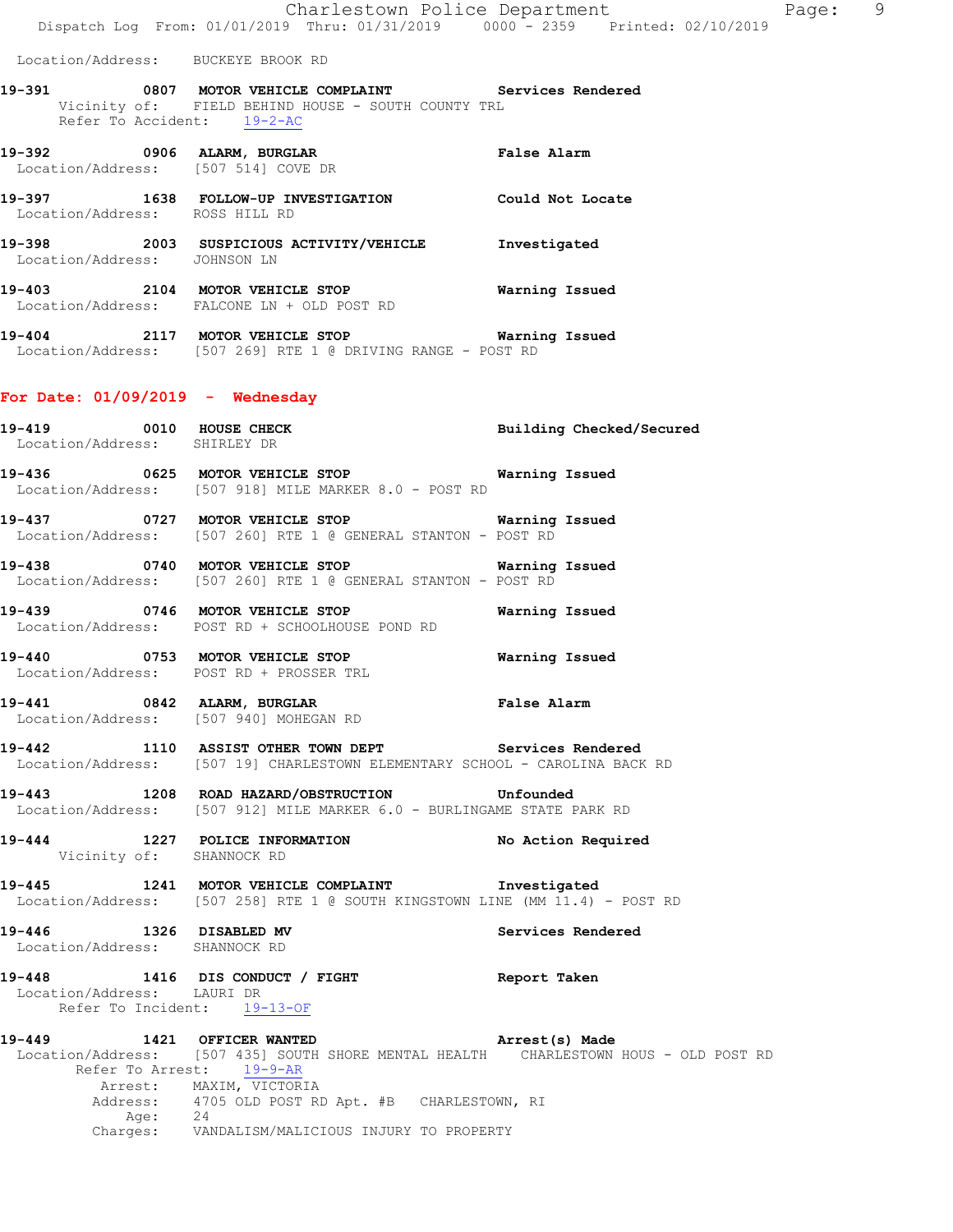Location/Address: BUCKEYE BROOK RD

**19-391** 0807 **MOTOR VEHICLE COMPLAINT** **Services Rendered**
Vicinity of: FIELD BEHIND HOUSE - SOUTH COUNTY TRL
Refer To Accident: 19-2-AC

**19-392** 0906 **ALARM, BURGLAR** **False Alarm**
Location/Address: [507 514] COVE DR

**19-397** 1638 **FOLLOW-UP INVESTIGATION** **Could Not Locate**
Location/Address: ROSS HILL RD

**19-398** 2003 **SUSPICIOUS ACTIVITY/VEHICLE** **Investigated**
Location/Address: JOHNSON LN

**19-403** 2104 **MOTOR VEHICLE STOP** **Warning Issued**
Location/Address: FALCONE LN + OLD POST RD

**19-404** 2117 **MOTOR VEHICLE STOP** **Warning Issued**
Location/Address: [507 269] RTE 1 @ DRIVING RANGE - POST RD

## For Date: 01/09/2019 - Wednesday

**19-419** 0010 **HOUSE CHECK** **Building Checked/Secured**
Location/Address: SHIRLEY DR

**19-436** 0625 **MOTOR VEHICLE STOP** **Warning Issued**
Location/Address: [507 918] MILE MARKER 8.0 - POST RD

**19-437** 0727 **MOTOR VEHICLE STOP** **Warning Issued**
Location/Address: [507 260] RTE 1 @ GENERAL STANTON - POST RD

**19-438** 0740 **MOTOR VEHICLE STOP** **Warning Issued**
Location/Address: [507 260] RTE 1 @ GENERAL STANTON - POST RD

**19-439** 0746 **MOTOR VEHICLE STOP** **Warning Issued**
Location/Address: POST RD + SCHOOLHOUSE POND RD

**19-440** 0753 **MOTOR VEHICLE STOP** **Warning Issued**
Location/Address: POST RD + PROSSER TRL

**19-441** 0842 **ALARM, BURGLAR** **False Alarm**
Location/Address: [507 940] MOHEGAN RD

**19-442** 1110 **ASSIST OTHER TOWN DEPT** **Services Rendered**
Location/Address: [507 19] CHARLESTOWN ELEMENTARY SCHOOL - CAROLINA BACK RD

**19-443** 1208 **ROAD HAZARD/OBSTRUCTION** **Unfounded**
Location/Address: [507 912] MILE MARKER 6.0 - BURLINGAME STATE PARK RD

**19-444** 1227 **POLICE INFORMATION** **No Action Required**
Vicinity of: SHANNOCK RD

**19-445** 1241 **MOTOR VEHICLE COMPLAINT** **Investigated**
Location/Address: [507 258] RTE 1 @ SOUTH KINGSTOWN LINE (MM 11.4) - POST RD

**19-446** 1326 **DISABLED MV** **Services Rendered**
Location/Address: SHANNOCK RD

**19-448** 1416 **DIS CONDUCT / FIGHT** **Report Taken**
Location/Address: LAURI DR
Refer To Incident: 19-13-OF

**19-449** 1421 **OFFICER WANTED** **Arrest(s) Made**
Location/Address: [507 435] SOUTH SHORE MENTAL HEALTH CHARLESTOWN HOUS - OLD POST RD
Refer To Arrest: 19-9-AR
Arrest: MAXIM, VICTORIA
Address: 4705 OLD POST RD Apt. #B CHARLESTOWN, RI
Age: 24
Charges: VANDALISM/MALICIOUS INJURY TO PROPERTY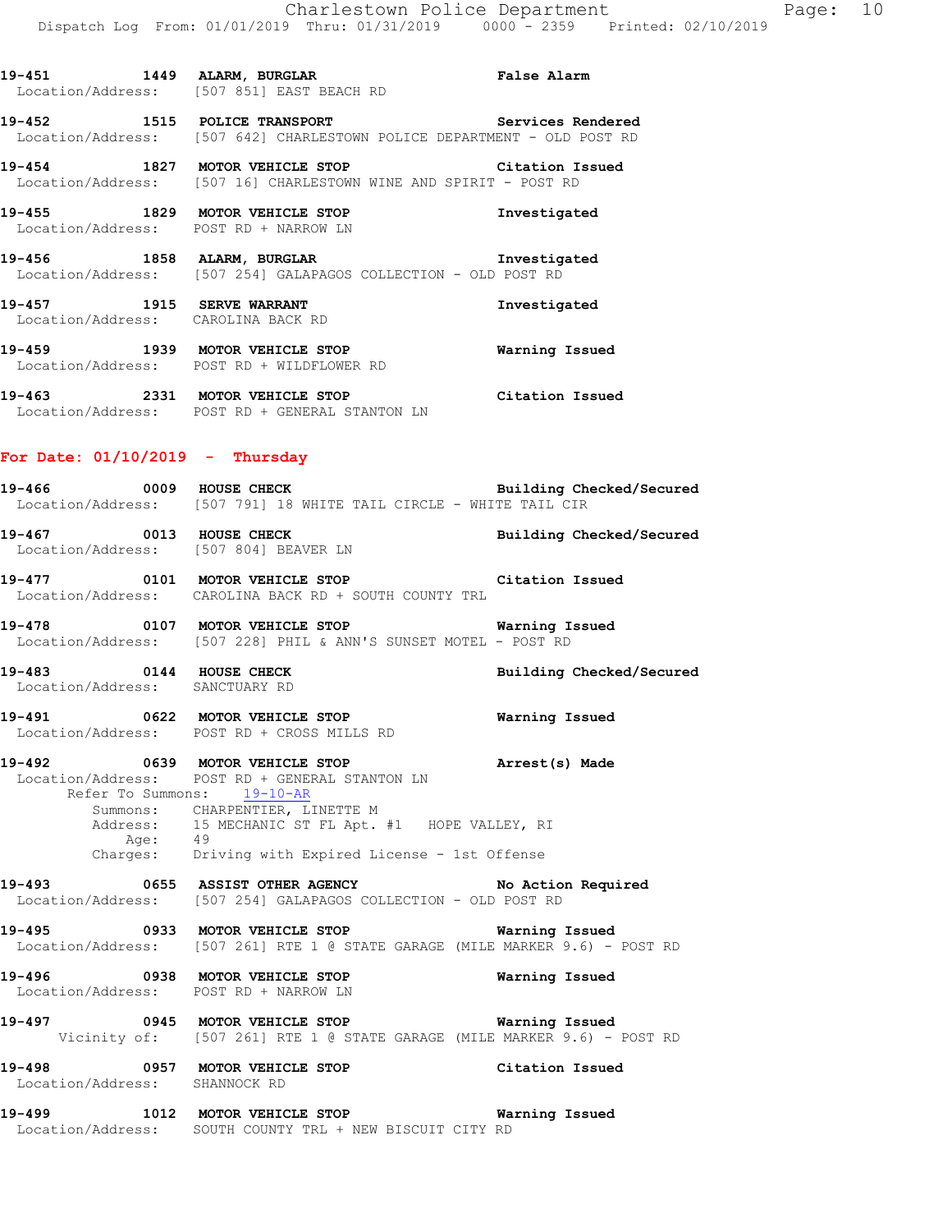**19-451 1449 ALARM, BURGLAR** **False Alarm**
Location/Address: [507 851] EAST BEACH RD

**19-452 1515 POLICE TRANSPORT** **Services Rendered**
Location/Address: [507 642] CHARLESTOWN POLICE DEPARTMENT - OLD POST RD

**19-454 1827 MOTOR VEHICLE STOP** **Citation Issued**
Location/Address: [507 16] CHARLESTOWN WINE AND SPIRIT - POST RD

**19-455 1829 MOTOR VEHICLE STOP** **Investigated**
Location/Address: POST RD + NARROW LN

**19-456 1858 ALARM, BURGLAR** **Investigated**
Location/Address: [507 254] GALAPAGOS COLLECTION - OLD POST RD

**19-457 1915 SERVE WARRANT** **Investigated**
Location/Address: CAROLINA BACK RD

**19-459 1939 MOTOR VEHICLE STOP** **Warning Issued**
Location/Address: POST RD + WILDFLOWER RD

**19-463 2331 MOTOR VEHICLE STOP** **Citation Issued**
Location/Address: POST RD + GENERAL STANTON LN

## For Date: 01/10/2019 - Thursday

**19-466 0009 HOUSE CHECK** **Building Checked/Secured**
Location/Address: [507 791] 18 WHITE TAIL CIRCLE - WHITE TAIL CIR

**19-467 0013 HOUSE CHECK** **Building Checked/Secured**
Location/Address: [507 804] BEAVER LN

**19-477 0101 MOTOR VEHICLE STOP** **Citation Issued**
Location/Address: CAROLINA BACK RD + SOUTH COUNTY TRL

**19-478 0107 MOTOR VEHICLE STOP** **Warning Issued**
Location/Address: [507 228] PHIL & ANN'S SUNSET MOTEL - POST RD

**19-483 0144 HOUSE CHECK** **Building Checked/Secured**
Location/Address: SANCTUARY RD

**19-491 0622 MOTOR VEHICLE STOP** **Warning Issued**
Location/Address: POST RD + CROSS MILLS RD

**19-492 0639 MOTOR VEHICLE STOP** **Arrest(s) Made**
Location/Address: POST RD + GENERAL STANTON LN
Refer To Summons: 19-10-AR
Summons: CHARPENTIER, LINETTE M
Address: 15 MECHANIC ST FL Apt. #1 HOPE VALLEY, RI
Age: 49
Charges: Driving with Expired License - 1st Offense

**19-493 0655 ASSIST OTHER AGENCY** **No Action Required**
Location/Address: [507 254] GALAPAGOS COLLECTION - OLD POST RD

**19-495 0933 MOTOR VEHICLE STOP** **Warning Issued**
Location/Address: [507 261] RTE 1 @ STATE GARAGE (MILE MARKER 9.6) - POST RD

**19-496 0938 MOTOR VEHICLE STOP** **Warning Issued**
Location/Address: POST RD + NARROW LN

**19-497 0945 MOTOR VEHICLE STOP** **Warning Issued**
Vicinity of: [507 261] RTE 1 @ STATE GARAGE (MILE MARKER 9.6) - POST RD

**19-498 0957 MOTOR VEHICLE STOP** **Citation Issued**
Location/Address: SHANNOCK RD

**19-499 1012 MOTOR VEHICLE STOP** **Warning Issued**
Location/Address: SOUTH COUNTY TRL + NEW BISCUIT CITY RD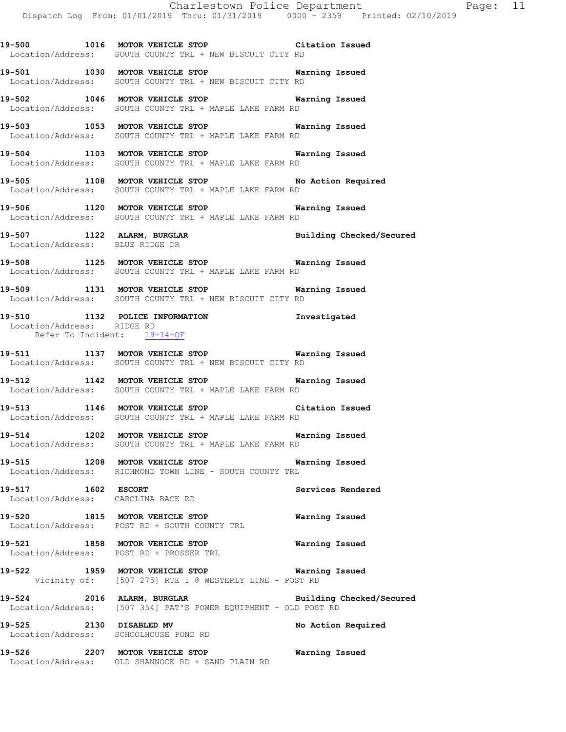**19-500 1016 MOTOR VEHICLE STOP Citation Issued**
Location/Address: SOUTH COUNTY TRL + NEW BISCUIT CITY RD

**19-501 1030 MOTOR VEHICLE STOP Warning Issued**
Location/Address: SOUTH COUNTY TRL + NEW BISCUIT CITY RD

**19-502 1046 MOTOR VEHICLE STOP Warning Issued**
Location/Address: SOUTH COUNTY TRL + MAPLE LAKE FARM RD

**19-503 1053 MOTOR VEHICLE STOP Warning Issued**
Location/Address: SOUTH COUNTY TRL + MAPLE LAKE FARM RD

**19-504 1103 MOTOR VEHICLE STOP Warning Issued**
Location/Address: SOUTH COUNTY TRL + MAPLE LAKE FARM RD

**19-505 1108 MOTOR VEHICLE STOP No Action Required**
Location/Address: SOUTH COUNTY TRL + MAPLE LAKE FARM RD

**19-506 1120 MOTOR VEHICLE STOP Warning Issued**
Location/Address: SOUTH COUNTY TRL + MAPLE LAKE FARM RD

**19-507 1122 ALARM, BURGLAR Building Checked/Secured**
Location/Address: BLUE RIDGE DR

**19-508 1125 MOTOR VEHICLE STOP Warning Issued**
Location/Address: SOUTH COUNTY TRL + MAPLE LAKE FARM RD

**19-509 1131 MOTOR VEHICLE STOP Warning Issued**
Location/Address: SOUTH COUNTY TRL + NEW BISCUIT CITY RD

**19-510 1132 POLICE INFORMATION Investigated**
Location/Address: RIDGE RD
Refer To Incident: 19-14-OF

**19-511 1137 MOTOR VEHICLE STOP Warning Issued**
Location/Address: SOUTH COUNTY TRL + NEW BISCUIT CITY RD

**19-512 1142 MOTOR VEHICLE STOP Warning Issued**
Location/Address: SOUTH COUNTY TRL + MAPLE LAKE FARM RD

**19-513 1146 MOTOR VEHICLE STOP Citation Issued**
Location/Address: SOUTH COUNTY TRL + MAPLE LAKE FARM RD

**19-514 1202 MOTOR VEHICLE STOP Warning Issued**
Location/Address: SOUTH COUNTY TRL + MAPLE LAKE FARM RD

**19-515 1208 MOTOR VEHICLE STOP Warning Issued**
Location/Address: RICHMOND TOWN LINE - SOUTH COUNTY TRL

**19-517 1602 ESCORT Services Rendered**
Location/Address: CAROLINA BACK RD

**19-520 1815 MOTOR VEHICLE STOP Warning Issued**
Location/Address: POST RD + SOUTH COUNTY TRL

**19-521 1858 MOTOR VEHICLE STOP Warning Issued**
Location/Address: POST RD + PROSSER TRL

**19-522 1959 MOTOR VEHICLE STOP Warning Issued**
Vicinity of: [507 275] RTE 1 @ WESTERLY LINE - POST RD

**19-524 2016 ALARM, BURGLAR Building Checked/Secured**
Location/Address: [507 354] PAT'S POWER EQUIPMENT - OLD POST RD

**19-525 2130 DISABLED MV No Action Required**
Location/Address: SCHOOLHOUSE POND RD

**19-526 2207 MOTOR VEHICLE STOP Warning Issued**
Location/Address: OLD SHANNOCK RD + SAND PLAIN RD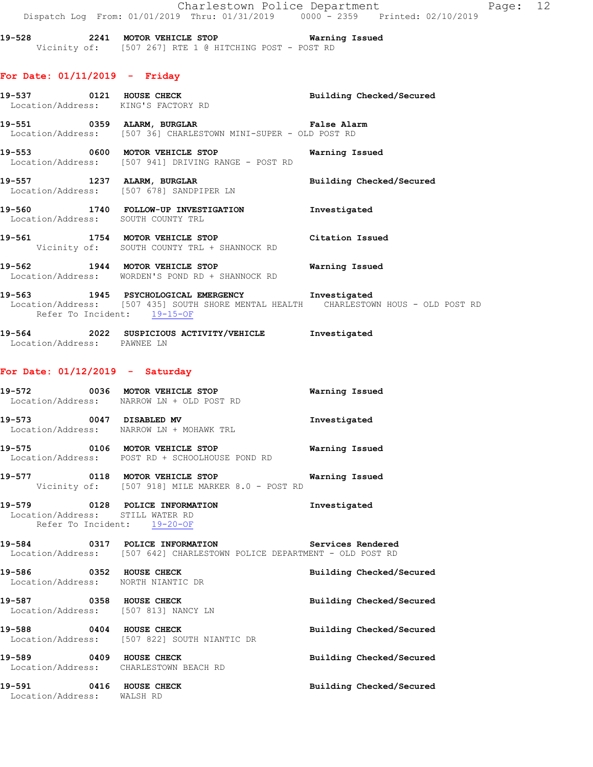**19-528 2241 MOTOR VEHICLE STOP Warning Issued**
Vicinity of: [507 267] RTE 1 @ HITCHING POST - POST RD

## For Date: 01/11/2019 - Friday

**19-537 0121 HOUSE CHECK Building Checked/Secured**
Location/Address: KING'S FACTORY RD

**19-551 0359 ALARM, BURGLAR False Alarm**
Location/Address: [507 36] CHARLESTOWN MINI-SUPER - OLD POST RD

**19-553 0600 MOTOR VEHICLE STOP Warning Issued**
Location/Address: [507 941] DRIVING RANGE - POST RD

**19-557 1237 ALARM, BURGLAR Building Checked/Secured**
Location/Address: [507 678] SANDPIPER LN

**19-560 1740 FOLLOW-UP INVESTIGATION Investigated**
Location/Address: SOUTH COUNTY TRL

**19-561 1754 MOTOR VEHICLE STOP Citation Issued**
Vicinity of: SOUTH COUNTY TRL + SHANNOCK RD

**19-562 1944 MOTOR VEHICLE STOP Warning Issued**
Location/Address: WORDEN'S POND RD + SHANNOCK RD

**19-563 1945 PSYCHOLOGICAL EMERGENCY Investigated**
Location/Address: [507 435] SOUTH SHORE MENTAL HEALTH CHARLESTOWN HOUS - OLD POST RD
Refer To Incident: 19-15-OF

**19-564 2022 SUSPICIOUS ACTIVITY/VEHICLE Investigated**
Location/Address: PAWNEE LN

## For Date: 01/12/2019 - Saturday

**19-572 0036 MOTOR VEHICLE STOP Warning Issued**
Location/Address: NARROW LN + OLD POST RD

**19-573 0047 DISABLED MV Investigated**
Location/Address: NARROW LN + MOHAWK TRL

**19-575 0106 MOTOR VEHICLE STOP Warning Issued**
Location/Address: POST RD + SCHOOLHOUSE POND RD

**19-577 0118 MOTOR VEHICLE STOP Warning Issued**
Vicinity of: [507 918] MILE MARKER 8.0 - POST RD

**19-579 0128 POLICE INFORMATION Investigated**
Location/Address: STILL WATER RD
Refer To Incident: 19-20-OF

**19-584 0317 POLICE INFORMATION Services Rendered**
Location/Address: [507 642] CHARLESTOWN POLICE DEPARTMENT - OLD POST RD

**19-586 0352 HOUSE CHECK Building Checked/Secured**
Location/Address: NORTH NIANTIC DR

**19-587 0358 HOUSE CHECK Building Checked/Secured**
Location/Address: [507 813] NANCY LN

**19-588 0404 HOUSE CHECK Building Checked/Secured**
Location/Address: [507 822] SOUTH NIANTIC DR

**19-589 0409 HOUSE CHECK Building Checked/Secured**
Location/Address: CHARLESTOWN BEACH RD

**19-591 0416 HOUSE CHECK Building Checked/Secured**
Location/Address: WALSH RD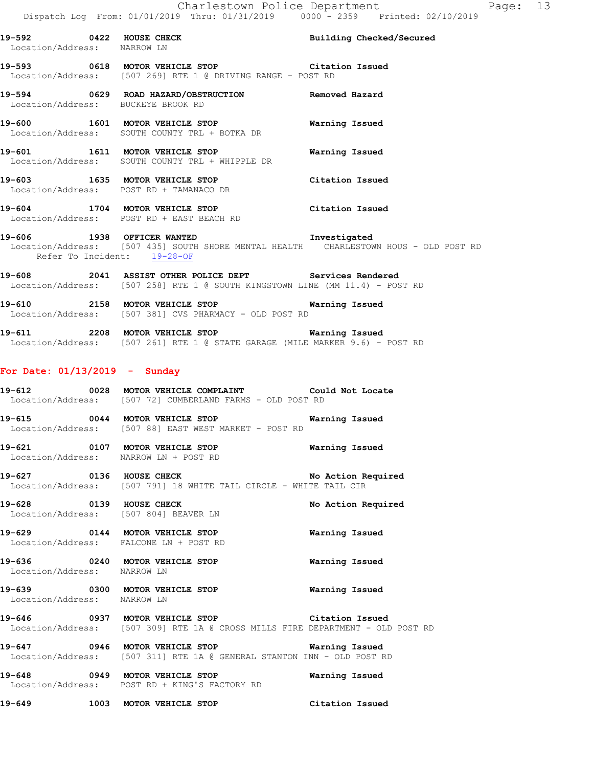**19-592** 0422 **HOUSE CHECK** **Building Checked/Secured**
Location/Address: NARROW LN

**19-593** 0618 **MOTOR VEHICLE STOP** **Citation Issued**
Location/Address: [507 269] RTE 1 @ DRIVING RANGE - POST RD

**19-594** 0629 **ROAD HAZARD/OBSTRUCTION** **Removed Hazard**
Location/Address: BUCKEYE BROOK RD

**19-600** 1601 **MOTOR VEHICLE STOP** **Warning Issued**
Location/Address: SOUTH COUNTY TRL + BOTKA DR

**19-601** 1611 **MOTOR VEHICLE STOP** **Warning Issued**
Location/Address: SOUTH COUNTY TRL + WHIPPLE DR

**19-603** 1635 **MOTOR VEHICLE STOP** **Citation Issued**
Location/Address: POST RD + TAMANACO DR

**19-604** 1704 **MOTOR VEHICLE STOP** **Citation Issued**
Location/Address: POST RD + EAST BEACH RD

**19-606** 1938 **OFFICER WANTED** **Investigated**
Location/Address: [507 435] SOUTH SHORE MENTAL HEALTH CHARLESTOWN HOUS - OLD POST RD
Refer To Incident: 19-28-OF

**19-608** 2041 **ASSIST OTHER POLICE DEPT** **Services Rendered**
Location/Address: [507 258] RTE 1 @ SOUTH KINGSTOWN LINE (MM 11.4) - POST RD

**19-610** 2158 **MOTOR VEHICLE STOP** **Warning Issued**
Location/Address: [507 381] CVS PHARMACY - OLD POST RD

**19-611** 2208 **MOTOR VEHICLE STOP** **Warning Issued**
Location/Address: [507 261] RTE 1 @ STATE GARAGE (MILE MARKER 9.6) - POST RD

## For Date: 01/13/2019 - Sunday

**19-612** 0028 **MOTOR VEHICLE COMPLAINT** **Could Not Locate**
Location/Address: [507 72] CUMBERLAND FARMS - OLD POST RD

**19-615** 0044 **MOTOR VEHICLE STOP** **Warning Issued**
Location/Address: [507 88] EAST WEST MARKET - POST RD

**19-621** 0107 **MOTOR VEHICLE STOP** **Warning Issued**
Location/Address: NARROW LN + POST RD

**19-627** 0136 **HOUSE CHECK** **No Action Required**
Location/Address: [507 791] 18 WHITE TAIL CIRCLE - WHITE TAIL CIR

**19-628** 0139 **HOUSE CHECK** **No Action Required**
Location/Address: [507 804] BEAVER LN

**19-629** 0144 **MOTOR VEHICLE STOP** **Warning Issued**
Location/Address: FALCONE LN + POST RD

**19-636** 0240 **MOTOR VEHICLE STOP** **Warning Issued**
Location/Address: NARROW LN

**19-639** 0300 **MOTOR VEHICLE STOP** **Warning Issued**
Location/Address: NARROW LN

**19-646** 0937 **MOTOR VEHICLE STOP** **Citation Issued**
Location/Address: [507 309] RTE 1A @ CROSS MILLS FIRE DEPARTMENT - OLD POST RD

**19-647** 0946 **MOTOR VEHICLE STOP** **Warning Issued**
Location/Address: [507 311] RTE 1A @ GENERAL STANTON INN - OLD POST RD

**19-648** 0949 **MOTOR VEHICLE STOP** **Warning Issued**
Location/Address: POST RD + KING'S FACTORY RD

**19-649** 1003 **MOTOR VEHICLE STOP** **Citation Issued**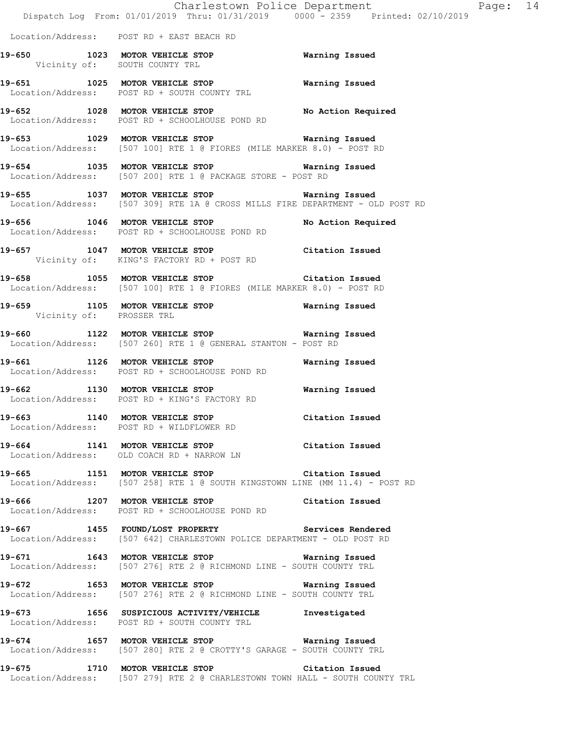Location/Address: POST RD + EAST BEACH RD

**19-650 1023 MOTOR VEHICLE STOP** **Warning Issued**
Vicinity of: SOUTH COUNTY TRL

**19-651 1025 MOTOR VEHICLE STOP** **Warning Issued**
Location/Address: POST RD + SOUTH COUNTY TRL

**19-652 1028 MOTOR VEHICLE STOP** **No Action Required**
Location/Address: POST RD + SCHOOLHOUSE POND RD

**19-653 1029 MOTOR VEHICLE STOP** **Warning Issued**
Location/Address: [507 100] RTE 1 @ FIORES (MILE MARKER 8.0) - POST RD

**19-654 1035 MOTOR VEHICLE STOP** **Warning Issued**
Location/Address: [507 200] RTE 1 @ PACKAGE STORE - POST RD

**19-655 1037 MOTOR VEHICLE STOP** **Warning Issued**
Location/Address: [507 309] RTE 1A @ CROSS MILLS FIRE DEPARTMENT - OLD POST RD

**19-656 1046 MOTOR VEHICLE STOP** **No Action Required**
Location/Address: POST RD + SCHOOLHOUSE POND RD

**19-657 1047 MOTOR VEHICLE STOP** **Citation Issued**
Vicinity of: KING'S FACTORY RD + POST RD

**19-658 1055 MOTOR VEHICLE STOP** **Citation Issued**
Location/Address: [507 100] RTE 1 @ FIORES (MILE MARKER 8.0) - POST RD

**19-659 1105 MOTOR VEHICLE STOP** **Warning Issued**
Vicinity of: PROSSER TRL

**19-660 1122 MOTOR VEHICLE STOP** **Warning Issued**
Location/Address: [507 260] RTE 1 @ GENERAL STANTON - POST RD

**19-661 1126 MOTOR VEHICLE STOP** **Warning Issued**
Location/Address: POST RD + SCHOOLHOUSE POND RD

**19-662 1130 MOTOR VEHICLE STOP** **Warning Issued**
Location/Address: POST RD + KING'S FACTORY RD

**19-663 1140 MOTOR VEHICLE STOP** **Citation Issued**
Location/Address: POST RD + WILDFLOWER RD

**19-664 1141 MOTOR VEHICLE STOP** **Citation Issued**
Location/Address: OLD COACH RD + NARROW LN

**19-665 1151 MOTOR VEHICLE STOP** **Citation Issued**
Location/Address: [507 258] RTE 1 @ SOUTH KINGSTOWN LINE (MM 11.4) - POST RD

**19-666 1207 MOTOR VEHICLE STOP** **Citation Issued**
Location/Address: POST RD + SCHOOLHOUSE POND RD

**19-667 1455 FOUND/LOST PROPERTY** **Services Rendered**
Location/Address: [507 642] CHARLESTOWN POLICE DEPARTMENT - OLD POST RD

**19-671 1643 MOTOR VEHICLE STOP** **Warning Issued**
Location/Address: [507 276] RTE 2 @ RICHMOND LINE - SOUTH COUNTY TRL

**19-672 1653 MOTOR VEHICLE STOP** **Warning Issued**
Location/Address: [507 276] RTE 2 @ RICHMOND LINE - SOUTH COUNTY TRL

**19-673 1656 SUSPICIOUS ACTIVITY/VEHICLE** **Investigated**
Location/Address: POST RD + SOUTH COUNTY TRL

**19-674 1657 MOTOR VEHICLE STOP** **Warning Issued**
Location/Address: [507 280] RTE 2 @ CROTTY'S GARAGE - SOUTH COUNTY TRL

**19-675 1710 MOTOR VEHICLE STOP** **Citation Issued**
Location/Address: [507 279] RTE 2 @ CHARLESTOWN TOWN HALL - SOUTH COUNTY TRL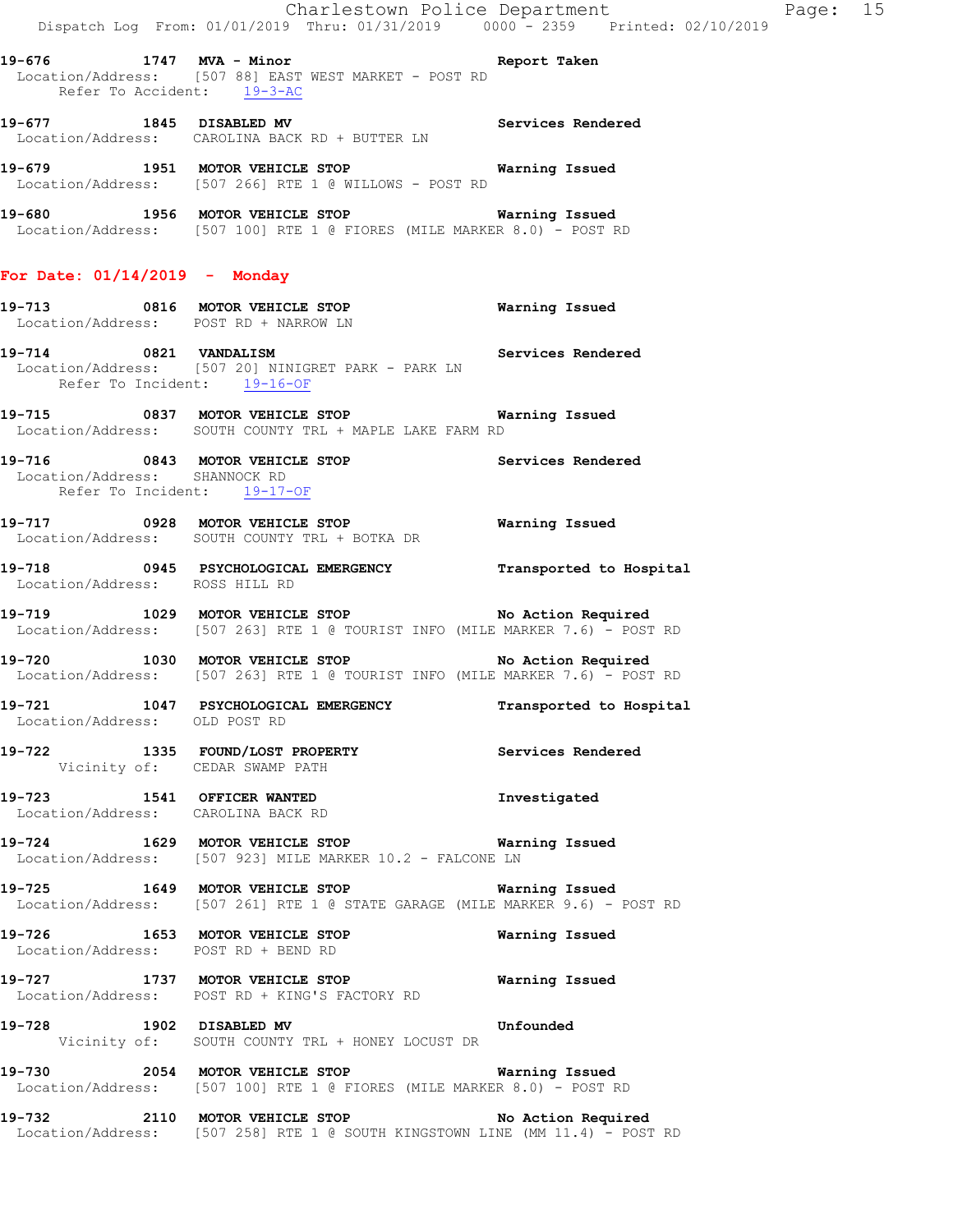**19-676** 1747 **MVA - Minor** **Report Taken**
Location/Address: [507 88] EAST WEST MARKET - POST RD
Refer To Accident: 19-3-AC

**19-677** 1845 **DISABLED MV** **Services Rendered**
Location/Address: CAROLINA BACK RD + BUTTER LN

**19-679** 1951 **MOTOR VEHICLE STOP** **Warning Issued**
Location/Address: [507 266] RTE 1 @ WILLOWS - POST RD

**19-680** 1956 **MOTOR VEHICLE STOP** **Warning Issued**
Location/Address: [507 100] RTE 1 @ FIORES (MILE MARKER 8.0) - POST RD

## For Date: 01/14/2019 - Monday

**19-713** 0816 **MOTOR VEHICLE STOP** **Warning Issued**
Location/Address: POST RD + NARROW LN

**19-714** 0821 **VANDALISM** **Services Rendered**
Location/Address: [507 20] NINIGRET PARK - PARK LN
Refer To Incident: 19-16-OF

**19-715** 0837 **MOTOR VEHICLE STOP** **Warning Issued**
Location/Address: SOUTH COUNTY TRL + MAPLE LAKE FARM RD

**19-716** 0843 **MOTOR VEHICLE STOP** **Services Rendered**
Location/Address: SHANNOCK RD
Refer To Incident: 19-17-OF

**19-717** 0928 **MOTOR VEHICLE STOP** **Warning Issued**
Location/Address: SOUTH COUNTY TRL + BOTKA DR

**19-718** 0945 **PSYCHOLOGICAL EMERGENCY** **Transported to Hospital**
Location/Address: ROSS HILL RD

**19-719** 1029 **MOTOR VEHICLE STOP** **No Action Required**
Location/Address: [507 263] RTE 1 @ TOURIST INFO (MILE MARKER 7.6) - POST RD

**19-720** 1030 **MOTOR VEHICLE STOP** **No Action Required**
Location/Address: [507 263] RTE 1 @ TOURIST INFO (MILE MARKER 7.6) - POST RD

**19-721** 1047 **PSYCHOLOGICAL EMERGENCY** **Transported to Hospital**
Location/Address: OLD POST RD

**19-722** 1335 **FOUND/LOST PROPERTY** **Services Rendered**
Vicinity of: CEDAR SWAMP PATH

**19-723** 1541 **OFFICER WANTED** **Investigated**
Location/Address: CAROLINA BACK RD

**19-724** 1629 **MOTOR VEHICLE STOP** **Warning Issued**
Location/Address: [507 923] MILE MARKER 10.2 - FALCONE LN

**19-725** 1649 **MOTOR VEHICLE STOP** **Warning Issued**
Location/Address: [507 261] RTE 1 @ STATE GARAGE (MILE MARKER 9.6) - POST RD

**19-726** 1653 **MOTOR VEHICLE STOP** **Warning Issued**
Location/Address: POST RD + BEND RD

**19-727** 1737 **MOTOR VEHICLE STOP** **Warning Issued**
Location/Address: POST RD + KING'S FACTORY RD

**19-728** 1902 **DISABLED MV** **Unfounded**
Vicinity of: SOUTH COUNTY TRL + HONEY LOCUST DR

**19-730** 2054 **MOTOR VEHICLE STOP** **Warning Issued**
Location/Address: [507 100] RTE 1 @ FIORES (MILE MARKER 8.0) - POST RD

**19-732** 2110 **MOTOR VEHICLE STOP** **No Action Required**
Location/Address: [507 258] RTE 1 @ SOUTH KINGSTOWN LINE (MM 11.4) - POST RD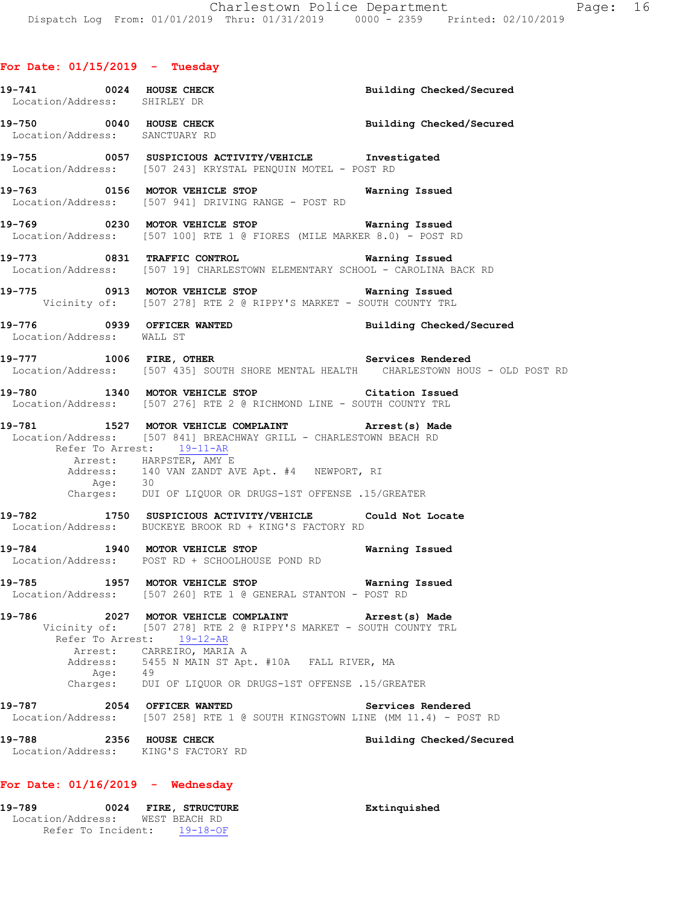## For Date: 01/15/2019 - Tuesday

**19-741** 0024 **HOUSE CHECK** — **Building Checked/Secured**
Location/Address: SHIRLEY DR

**19-750** 0040 **HOUSE CHECK** — **Building Checked/Secured**
Location/Address: SANCTUARY RD

**19-755** 0057 **SUSPICIOUS ACTIVITY/VEHICLE** — **Investigated**
Location/Address: [507 243] KRYSTAL PENQUIN MOTEL - POST RD

**19-763** 0156 **MOTOR VEHICLE STOP** — **Warning Issued**
Location/Address: [507 941] DRIVING RANGE - POST RD

**19-769** 0230 **MOTOR VEHICLE STOP** — **Warning Issued**
Location/Address: [507 100] RTE 1 @ FIORES (MILE MARKER 8.0) - POST RD

**19-773** 0831 **TRAFFIC CONTROL** — **Warning Issued**
Location/Address: [507 19] CHARLESTOWN ELEMENTARY SCHOOL - CAROLINA BACK RD

**19-775** 0913 **MOTOR VEHICLE STOP** — **Warning Issued**
Vicinity of: [507 278] RTE 2 @ RIPPY'S MARKET - SOUTH COUNTY TRL

**19-776** 0939 **OFFICER WANTED** — **Building Checked/Secured**
Location/Address: WALL ST

**19-777** 1006 **FIRE, OTHER** — **Services Rendered**
Location/Address: [507 435] SOUTH SHORE MENTAL HEALTH CHARLESTOWN HOUS - OLD POST RD

**19-780** 1340 **MOTOR VEHICLE STOP** — **Citation Issued**
Location/Address: [507 276] RTE 2 @ RICHMOND LINE - SOUTH COUNTY TRL

**19-781** 1527 **MOTOR VEHICLE COMPLAINT** — **Arrest(s) Made**
Location/Address: [507 841] BREACHWAY GRILL - CHARLESTOWN BEACH RD
Refer To Arrest: 19-11-AR
Arrest: HARPSTER, AMY E
Address: 140 VAN ZANDT AVE Apt. #4 NEWPORT, RI
Age: 30
Charges: DUI OF LIQUOR OR DRUGS-1ST OFFENSE .15/GREATER

**19-782** 1750 **SUSPICIOUS ACTIVITY/VEHICLE** — **Could Not Locate**
Location/Address: BUCKEYE BROOK RD + KING'S FACTORY RD

**19-784** 1940 **MOTOR VEHICLE STOP** — **Warning Issued**
Location/Address: POST RD + SCHOOLHOUSE POND RD

**19-785** 1957 **MOTOR VEHICLE STOP** — **Warning Issued**
Location/Address: [507 260] RTE 1 @ GENERAL STANTON - POST RD

**19-786** 2027 **MOTOR VEHICLE COMPLAINT** — **Arrest(s) Made**
Vicinity of: [507 278] RTE 2 @ RIPPY'S MARKET - SOUTH COUNTY TRL
Refer To Arrest: 19-12-AR
Arrest: CARREIRO, MARIA A
Address: 5455 N MAIN ST Apt. #10A FALL RIVER, MA
Age: 49
Charges: DUI OF LIQUOR OR DRUGS-1ST OFFENSE .15/GREATER

**19-787** 2054 **OFFICER WANTED** — **Services Rendered**
Location/Address: [507 258] RTE 1 @ SOUTH KINGSTOWN LINE (MM 11.4) - POST RD

**19-788** 2356 **HOUSE CHECK** — **Building Checked/Secured**
Location/Address: KING'S FACTORY RD

## For Date: 01/16/2019 - Wednesday

**19-789** 0024 **FIRE, STRUCTURE** — **Extinquished**
Location/Address: WEST BEACH RD
Refer To Incident: 19-18-OF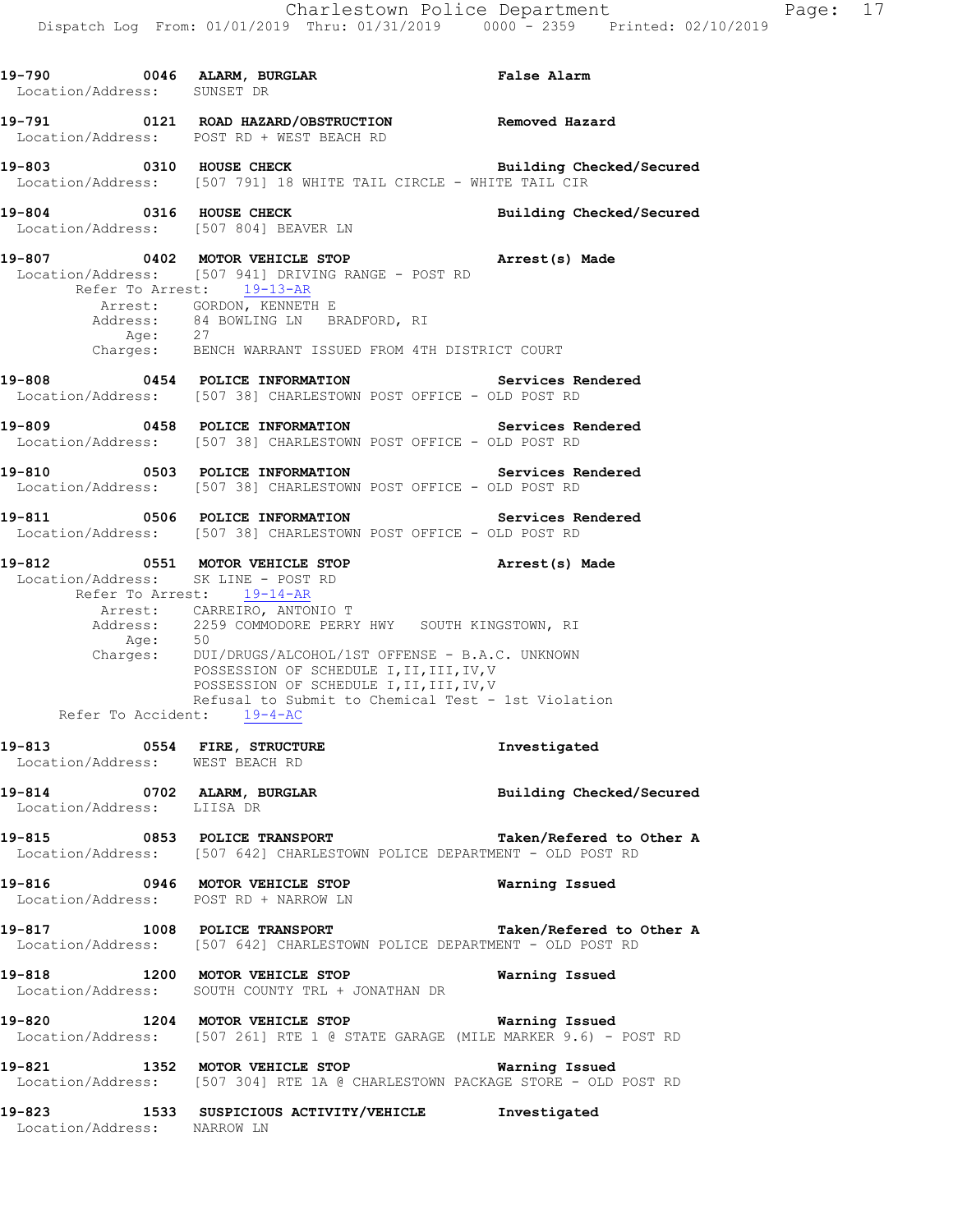**19-790** 0046 **ALARM, BURGLAR** **False Alarm**
Location/Address: SUNSET DR

**19-791** 0121 **ROAD HAZARD/OBSTRUCTION** **Removed Hazard**
Location/Address: POST RD + WEST BEACH RD

**19-803** 0310 **HOUSE CHECK** **Building Checked/Secured**
Location/Address: [507 791] 18 WHITE TAIL CIRCLE - WHITE TAIL CIR

**19-804** 0316 **HOUSE CHECK** **Building Checked/Secured**
Location/Address: [507 804] BEAVER LN

**19-807** 0402 **MOTOR VEHICLE STOP** **Arrest(s) Made**
Location/Address: [507 941] DRIVING RANGE - POST RD
Refer To Arrest: 19-13-AR
Arrest: GORDON, KENNETH E
Address: 84 BOWLING LN BRADFORD, RI
Age: 27
Charges: BENCH WARRANT ISSUED FROM 4TH DISTRICT COURT

**19-808** 0454 **POLICE INFORMATION** **Services Rendered**
Location/Address: [507 38] CHARLESTOWN POST OFFICE - OLD POST RD

**19-809** 0458 **POLICE INFORMATION** **Services Rendered**
Location/Address: [507 38] CHARLESTOWN POST OFFICE - OLD POST RD

**19-810** 0503 **POLICE INFORMATION** **Services Rendered**
Location/Address: [507 38] CHARLESTOWN POST OFFICE - OLD POST RD

**19-811** 0506 **POLICE INFORMATION** **Services Rendered**
Location/Address: [507 38] CHARLESTOWN POST OFFICE - OLD POST RD

**19-812** 0551 **MOTOR VEHICLE STOP** **Arrest(s) Made**
Location/Address: SK LINE - POST RD
Refer To Arrest: 19-14-AR
Arrest: CARREIRO, ANTONIO T
Address: 2259 COMMODORE PERRY HWY SOUTH KINGSTOWN, RI
Age: 50
Charges: DUI/DRUGS/ALCOHOL/1ST OFFENSE - B.A.C. UNKNOWN
POSSESSION OF SCHEDULE I,II,III,IV,V
POSSESSION OF SCHEDULE I,II,III,IV,V
Refusal to Submit to Chemical Test - 1st Violation
Refer To Accident: 19-4-AC

**19-813** 0554 **FIRE, STRUCTURE** **Investigated**
Location/Address: WEST BEACH RD

**19-814** 0702 **ALARM, BURGLAR** **Building Checked/Secured**
Location/Address: LIISA DR

**19-815** 0853 **POLICE TRANSPORT** **Taken/Refered to Other A**
Location/Address: [507 642] CHARLESTOWN POLICE DEPARTMENT - OLD POST RD

**19-816** 0946 **MOTOR VEHICLE STOP** **Warning Issued**
Location/Address: POST RD + NARROW LN

**19-817** 1008 **POLICE TRANSPORT** **Taken/Refered to Other A**
Location/Address: [507 642] CHARLESTOWN POLICE DEPARTMENT - OLD POST RD

**19-818** 1200 **MOTOR VEHICLE STOP** **Warning Issued**
Location/Address: SOUTH COUNTY TRL + JONATHAN DR

**19-820** 1204 **MOTOR VEHICLE STOP** **Warning Issued**
Location/Address: [507 261] RTE 1 @ STATE GARAGE (MILE MARKER 9.6) - POST RD

**19-821** 1352 **MOTOR VEHICLE STOP** **Warning Issued**
Location/Address: [507 304] RTE 1A @ CHARLESTOWN PACKAGE STORE - OLD POST RD

**19-823** 1533 **SUSPICIOUS ACTIVITY/VEHICLE** **Investigated**
Location/Address: NARROW LN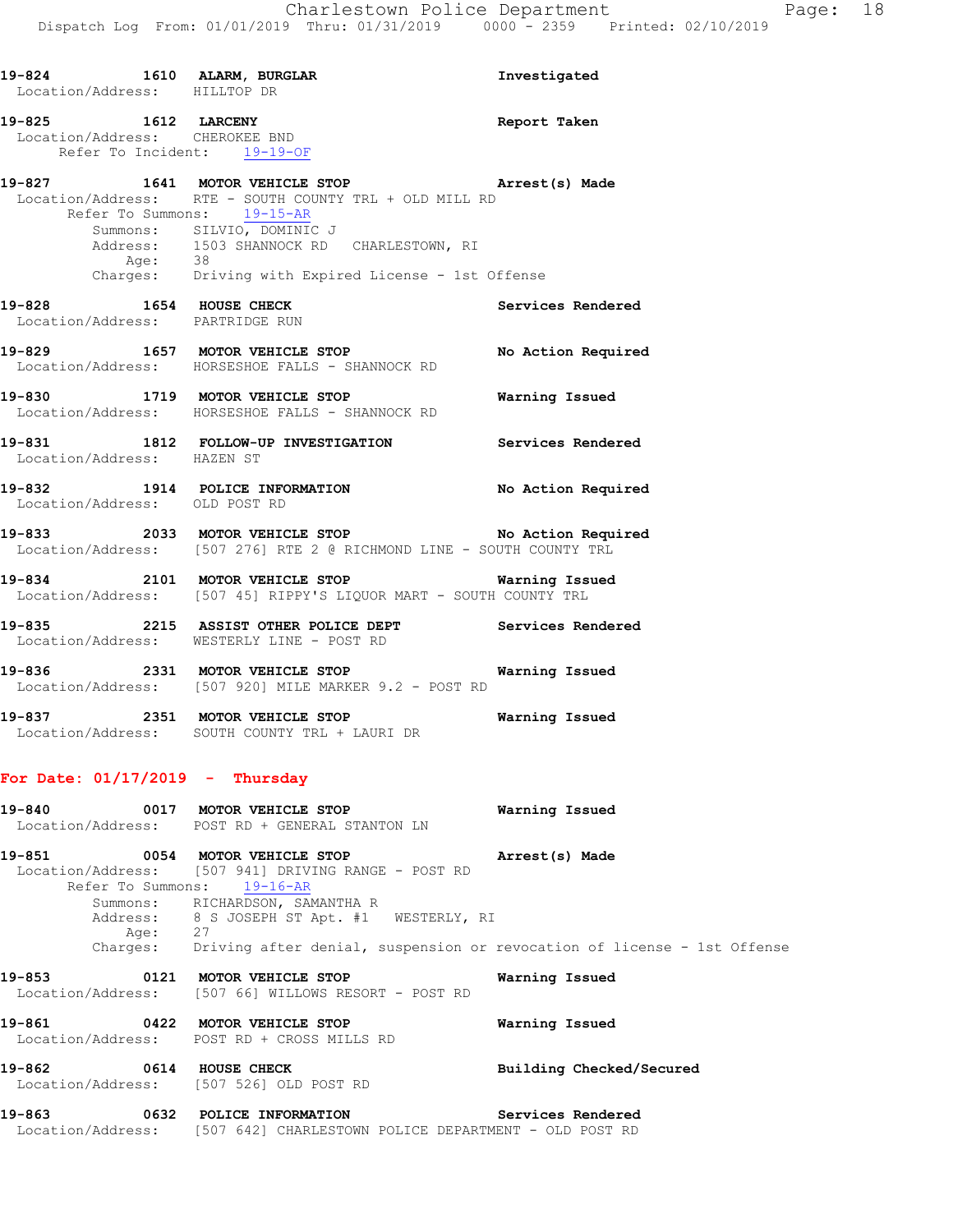**19-824 1610 ALARM, BURGLAR** Investigated
Location/Address: HILLTOP DR

**19-825 1612 LARCENY** Report Taken
Location/Address: CHEROKEE BND
Refer To Incident: 19-19-OF

**19-827 1641 MOTOR VEHICLE STOP** Arrest(s) Made
Location/Address: RTE - SOUTH COUNTY TRL + OLD MILL RD
Refer To Summons: 19-15-AR
Summons: SILVIO, DOMINIC J
Address: 1503 SHANNOCK RD CHARLESTOWN, RI
Age: 38
Charges: Driving with Expired License - 1st Offense

**19-828 1654 HOUSE CHECK** Services Rendered
Location/Address: PARTRIDGE RUN

**19-829 1657 MOTOR VEHICLE STOP** No Action Required
Location/Address: HORSESHOE FALLS - SHANNOCK RD

**19-830 1719 MOTOR VEHICLE STOP** Warning Issued
Location/Address: HORSESHOE FALLS - SHANNOCK RD

**19-831 1812 FOLLOW-UP INVESTIGATION** Services Rendered
Location/Address: HAZEN ST

**19-832 1914 POLICE INFORMATION** No Action Required
Location/Address: OLD POST RD

**19-833 2033 MOTOR VEHICLE STOP** No Action Required
Location/Address: [507 276] RTE 2 @ RICHMOND LINE - SOUTH COUNTY TRL

**19-834 2101 MOTOR VEHICLE STOP** Warning Issued
Location/Address: [507 45] RIPPY'S LIQUOR MART - SOUTH COUNTY TRL

**19-835 2215 ASSIST OTHER POLICE DEPT** Services Rendered
Location/Address: WESTERLY LINE - POST RD

**19-836 2331 MOTOR VEHICLE STOP** Warning Issued
Location/Address: [507 920] MILE MARKER 9.2 - POST RD

**19-837 2351 MOTOR VEHICLE STOP** Warning Issued
Location/Address: SOUTH COUNTY TRL + LAURI DR

## For Date: 01/17/2019 - Thursday

**19-840 0017 MOTOR VEHICLE STOP** Warning Issued
Location/Address: POST RD + GENERAL STANTON LN

**19-851 0054 MOTOR VEHICLE STOP** Arrest(s) Made
Location/Address: [507 941] DRIVING RANGE - POST RD
Refer To Summons: 19-16-AR
Summons: RICHARDSON, SAMANTHA R
Address: 8 S JOSEPH ST Apt. #1 WESTERLY, RI
Age: 27
Charges: Driving after denial, suspension or revocation of license - 1st Offense

**19-853 0121 MOTOR VEHICLE STOP** Warning Issued
Location/Address: [507 66] WILLOWS RESORT - POST RD

**19-861 0422 MOTOR VEHICLE STOP** Warning Issued
Location/Address: POST RD + CROSS MILLS RD

**19-862 0614 HOUSE CHECK** Building Checked/Secured
Location/Address: [507 526] OLD POST RD

**19-863 0632 POLICE INFORMATION** Services Rendered
Location/Address: [507 642] CHARLESTOWN POLICE DEPARTMENT - OLD POST RD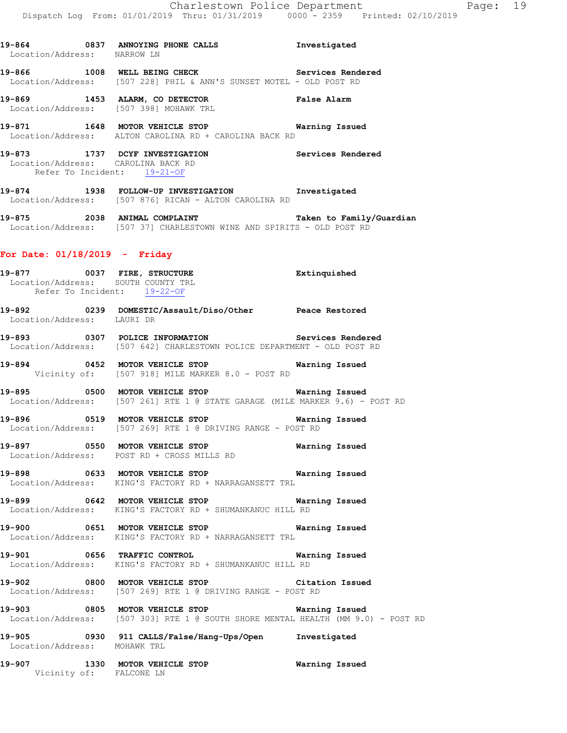**19-864 0837 ANNOYING PHONE CALLS Investigated**
Location/Address: NARROW LN

**19-866 1008 WELL BEING CHECK Services Rendered**
Location/Address: [507 228] PHIL & ANN'S SUNSET MOTEL - OLD POST RD

**19-869 1453 ALARM, CO DETECTOR False Alarm**
Location/Address: [507 398] MOHAWK TRL

**19-871 1648 MOTOR VEHICLE STOP Warning Issued**
Location/Address: ALTON CAROLINA RD + CAROLINA BACK RD

**19-873 1737 DCYF INVESTIGATION Services Rendered**
Location/Address: CAROLINA BACK RD
Refer To Incident: 19-21-OF

**19-874 1938 FOLLOW-UP INVESTIGATION Investigated**
Location/Address: [507 876] RICAN - ALTON CAROLINA RD

**19-875 2038 ANIMAL COMPLAINT Taken to Family/Guardian**
Location/Address: [507 37] CHARLESTOWN WINE AND SPIRITS - OLD POST RD

## For Date: 01/18/2019 - Friday

**19-877 0037 FIRE, STRUCTURE Extinquished**
Location/Address: SOUTH COUNTY TRL
Refer To Incident: 19-22-OF

**19-892 0239 DOMESTIC/Assault/Diso/Other Peace Restored**
Location/Address: LAURI DR

**19-893 0307 POLICE INFORMATION Services Rendered**
Location/Address: [507 642] CHARLESTOWN POLICE DEPARTMENT - OLD POST RD

**19-894 0452 MOTOR VEHICLE STOP Warning Issued**
Vicinity of: [507 918] MILE MARKER 8.0 - POST RD

**19-895 0500 MOTOR VEHICLE STOP Warning Issued**
Location/Address: [507 261] RTE 1 @ STATE GARAGE (MILE MARKER 9.6) - POST RD

**19-896 0519 MOTOR VEHICLE STOP Warning Issued**
Location/Address: [507 269] RTE 1 @ DRIVING RANGE - POST RD

**19-897 0550 MOTOR VEHICLE STOP Warning Issued**
Location/Address: POST RD + CROSS MILLS RD

**19-898 0633 MOTOR VEHICLE STOP Warning Issued**
Location/Address: KING'S FACTORY RD + NARRAGANSETT TRL

**19-899 0642 MOTOR VEHICLE STOP Warning Issued**
Location/Address: KING'S FACTORY RD + SHUMANKANUC HILL RD

**19-900 0651 MOTOR VEHICLE STOP Warning Issued**
Location/Address: KING'S FACTORY RD + NARRAGANSETT TRL

**19-901 0656 TRAFFIC CONTROL Warning Issued**
Location/Address: KING'S FACTORY RD + SHUMANKANUC HILL RD

**19-902 0800 MOTOR VEHICLE STOP Citation Issued**
Location/Address: [507 269] RTE 1 @ DRIVING RANGE - POST RD

**19-903 0805 MOTOR VEHICLE STOP Warning Issued**
Location/Address: [507 303] RTE 1 @ SOUTH SHORE MENTAL HEALTH (MM 9.0) - POST RD

**19-905 0930 911 CALLS/False/Hang-Ups/Open Investigated**
Location/Address: MOHAWK TRL

**19-907 1330 MOTOR VEHICLE STOP Warning Issued**
Vicinity of: FALCONE LN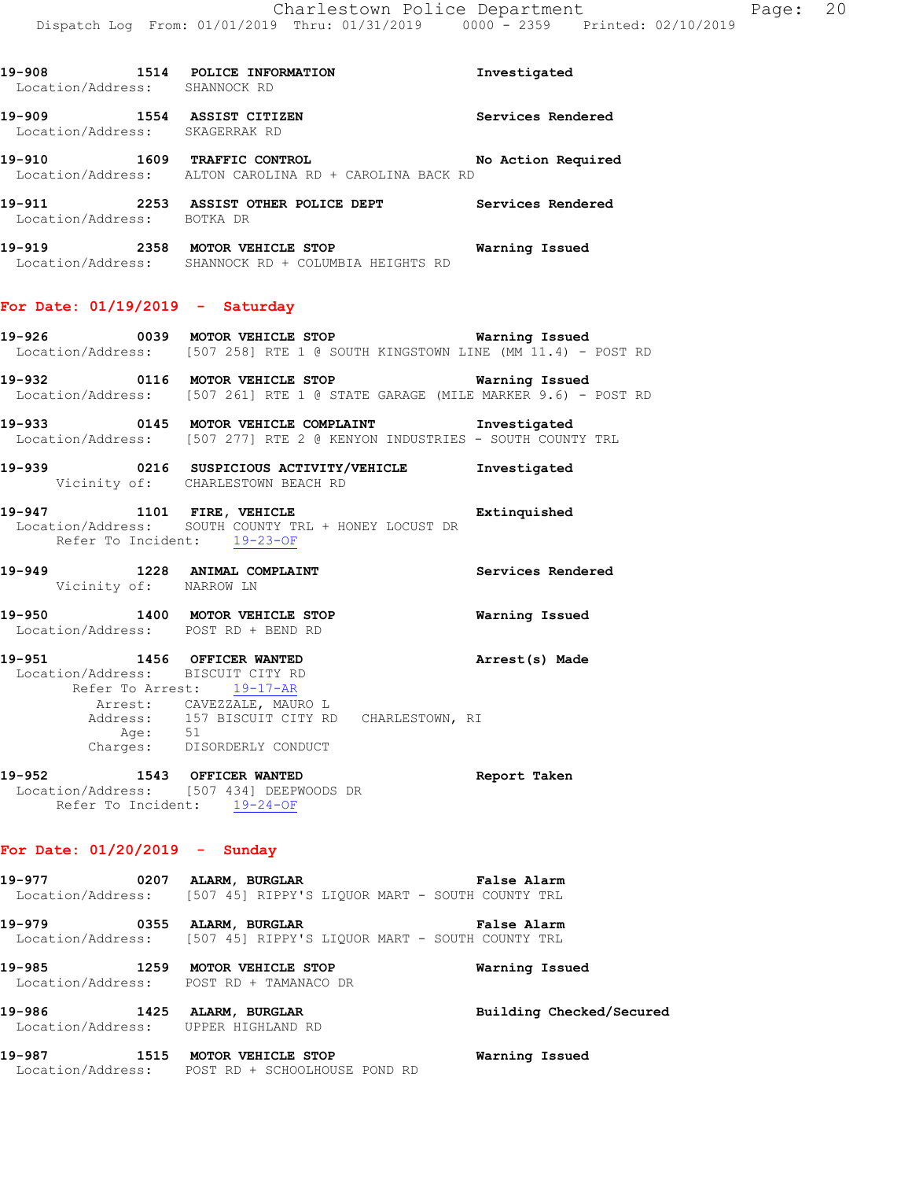**19-908 1514 POLICE INFORMATION** Investigated
Location/Address: SHANNOCK RD

**19-909 1554 ASSIST CITIZEN** Services Rendered
Location/Address: SKAGERRAK RD

**19-910 1609 TRAFFIC CONTROL** No Action Required
Location/Address: ALTON CAROLINA RD + CAROLINA BACK RD

**19-911 2253 ASSIST OTHER POLICE DEPT** Services Rendered
Location/Address: BOTKA DR

**19-919 2358 MOTOR VEHICLE STOP** Warning Issued
Location/Address: SHANNOCK RD + COLUMBIA HEIGHTS RD

## For Date: 01/19/2019 - Saturday

**19-926 0039 MOTOR VEHICLE STOP** Warning Issued
Location/Address: [507 258] RTE 1 @ SOUTH KINGSTOWN LINE (MM 11.4) - POST RD

**19-932 0116 MOTOR VEHICLE STOP** Warning Issued
Location/Address: [507 261] RTE 1 @ STATE GARAGE (MILE MARKER 9.6) - POST RD

**19-933 0145 MOTOR VEHICLE COMPLAINT** Investigated
Location/Address: [507 277] RTE 2 @ KENYON INDUSTRIES - SOUTH COUNTY TRL

**19-939 0216 SUSPICIOUS ACTIVITY/VEHICLE** Investigated
Vicinity of: CHARLESTOWN BEACH RD

**19-947 1101 FIRE, VEHICLE** Extinquished
Location/Address: SOUTH COUNTY TRL + HONEY LOCUST DR
Refer To Incident: 19-23-OF

**19-949 1228 ANIMAL COMPLAINT** Services Rendered
Vicinity of: NARROW LN

**19-950 1400 MOTOR VEHICLE STOP** Warning Issued
Location/Address: POST RD + BEND RD

**19-951 1456 OFFICER WANTED** Arrest(s) Made
Location/Address: BISCUIT CITY RD
Refer To Arrest: 19-17-AR
Arrest: CAVEZZALE, MAURO L
Address: 157 BISCUIT CITY RD CHARLESTOWN, RI
Age: 51
Charges: DISORDERLY CONDUCT

**19-952 1543 OFFICER WANTED** Report Taken
Location/Address: [507 434] DEEPWOODS DR
Refer To Incident: 19-24-OF

## For Date: 01/20/2019 - Sunday

**19-977 0207 ALARM, BURGLAR** False Alarm
Location/Address: [507 45] RIPPY'S LIQUOR MART - SOUTH COUNTY TRL

**19-979 0355 ALARM, BURGLAR** False Alarm
Location/Address: [507 45] RIPPY'S LIQUOR MART - SOUTH COUNTY TRL

**19-985 1259 MOTOR VEHICLE STOP** Warning Issued
Location/Address: POST RD + TAMANACO DR

**19-986 1425 ALARM, BURGLAR** Building Checked/Secured
Location/Address: UPPER HIGHLAND RD

**19-987 1515 MOTOR VEHICLE STOP** Warning Issued
Location/Address: POST RD + SCHOOLHOUSE POND RD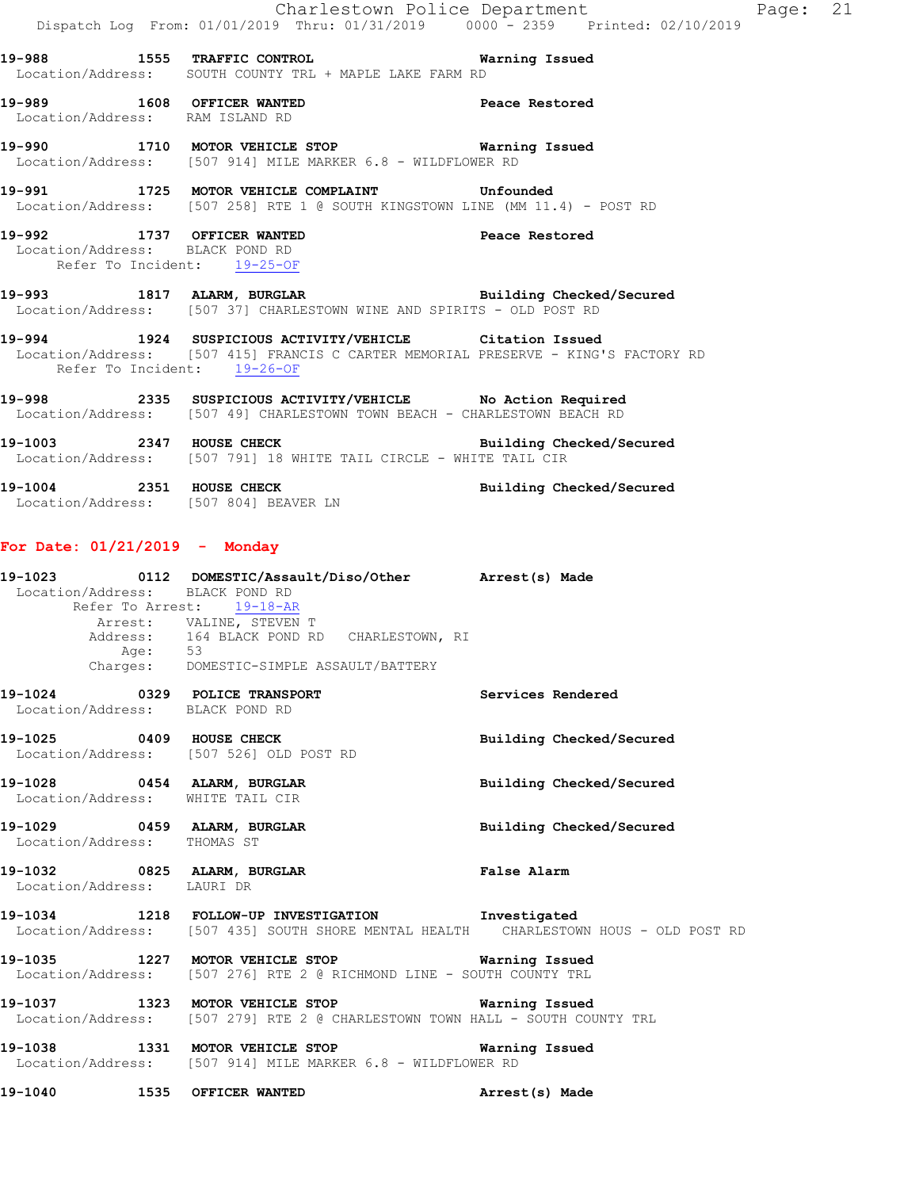**19-988 1555 TRAFFIC CONTROL** **Warning Issued**
Location/Address: SOUTH COUNTY TRL + MAPLE LAKE FARM RD

**19-989 1608 OFFICER WANTED** **Peace Restored**
Location/Address: RAM ISLAND RD

**19-990 1710 MOTOR VEHICLE STOP** **Warning Issued**
Location/Address: [507 914] MILE MARKER 6.8 - WILDFLOWER RD

**19-991 1725 MOTOR VEHICLE COMPLAINT** **Unfounded**
Location/Address: [507 258] RTE 1 @ SOUTH KINGSTOWN LINE (MM 11.4) - POST RD

**19-992 1737 OFFICER WANTED** **Peace Restored**
Location/Address: BLACK POND RD
Refer To Incident: 19-25-OF

**19-993 1817 ALARM, BURGLAR** **Building Checked/Secured**
Location/Address: [507 37] CHARLESTOWN WINE AND SPIRITS - OLD POST RD

**19-994 1924 SUSPICIOUS ACTIVITY/VEHICLE** **Citation Issued**
Location/Address: [507 415] FRANCIS C CARTER MEMORIAL PRESERVE - KING'S FACTORY RD
Refer To Incident: 19-26-OF

**19-998 2335 SUSPICIOUS ACTIVITY/VEHICLE** **No Action Required**
Location/Address: [507 49] CHARLESTOWN TOWN BEACH - CHARLESTOWN BEACH RD

**19-1003 2347 HOUSE CHECK** **Building Checked/Secured**
Location/Address: [507 791] 18 WHITE TAIL CIRCLE - WHITE TAIL CIR

**19-1004 2351 HOUSE CHECK** **Building Checked/Secured**
Location/Address: [507 804] BEAVER LN

## For Date: 01/21/2019 - Monday

**19-1023 0112 DOMESTIC/Assault/Diso/Other** **Arrest(s) Made**
Location/Address: BLACK POND RD
Refer To Arrest: 19-18-AR
Arrest: VALINE, STEVEN T
Address: 164 BLACK POND RD CHARLESTOWN, RI
Age: 53
Charges: DOMESTIC-SIMPLE ASSAULT/BATTERY

**19-1024 0329 POLICE TRANSPORT** **Services Rendered**
Location/Address: BLACK POND RD

**19-1025 0409 HOUSE CHECK** **Building Checked/Secured**
Location/Address: [507 526] OLD POST RD

**19-1028 0454 ALARM, BURGLAR** **Building Checked/Secured**
Location/Address: WHITE TAIL CIR

**19-1029 0459 ALARM, BURGLAR** **Building Checked/Secured**
Location/Address: THOMAS ST

**19-1032 0825 ALARM, BURGLAR** **False Alarm**
Location/Address: LAURI DR

**19-1034 1218 FOLLOW-UP INVESTIGATION** **Investigated**
Location/Address: [507 435] SOUTH SHORE MENTAL HEALTH CHARLESTOWN HOUS - OLD POST RD

**19-1035 1227 MOTOR VEHICLE STOP** **Warning Issued**
Location/Address: [507 276] RTE 2 @ RICHMOND LINE - SOUTH COUNTY TRL

**19-1037 1323 MOTOR VEHICLE STOP** **Warning Issued**
Location/Address: [507 279] RTE 2 @ CHARLESTOWN TOWN HALL - SOUTH COUNTY TRL

**19-1038 1331 MOTOR VEHICLE STOP** **Warning Issued**
Location/Address: [507 914] MILE MARKER 6.8 - WILDFLOWER RD

**19-1040 1535 OFFICER WANTED** **Arrest(s) Made**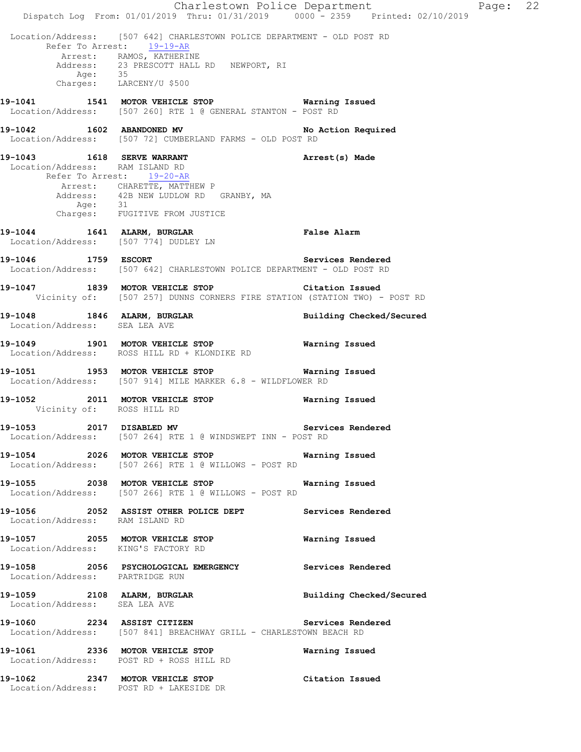Location/Address: [507 642] CHARLESTOWN POLICE DEPARTMENT - OLD POST RD
Refer To Arrest: 19-19-AR
Arrest: RAMOS, KATHERINE
Address: 23 PRESCOTT HALL RD NEWPORT, RI
Age: 35
Charges: LARCENY/U $500

**19-1041 1541 MOTOR VEHICLE STOP** **Warning Issued**
Location/Address: [507 260] RTE 1 @ GENERAL STANTON - POST RD

**19-1042 1602 ABANDONED MV** **No Action Required**
Location/Address: [507 72] CUMBERLAND FARMS - OLD POST RD

**19-1043 1618 SERVE WARRANT** **Arrest(s) Made**
Location/Address: RAM ISLAND RD
Refer To Arrest: 19-20-AR
Arrest: CHARETTE, MATTHEW P
Address: 42B NEW LUDLOW RD GRANBY, MA
Age: 31
Charges: FUGITIVE FROM JUSTICE

**19-1044 1641 ALARM, BURGLAR** **False Alarm**
Location/Address: [507 774] DUDLEY LN

**19-1046 1759 ESCORT** **Services Rendered**
Location/Address: [507 642] CHARLESTOWN POLICE DEPARTMENT - OLD POST RD

**19-1047 1839 MOTOR VEHICLE STOP** **Citation Issued**
Vicinity of: [507 257] DUNNS CORNERS FIRE STATION (STATION TWO) - POST RD

**19-1048 1846 ALARM, BURGLAR** **Building Checked/Secured**
Location/Address: SEA LEA AVE

**19-1049 1901 MOTOR VEHICLE STOP** **Warning Issued**
Location/Address: ROSS HILL RD + KLONDIKE RD

**19-1051 1953 MOTOR VEHICLE STOP** **Warning Issued**
Location/Address: [507 914] MILE MARKER 6.8 - WILDFLOWER RD

**19-1052 2011 MOTOR VEHICLE STOP** **Warning Issued**
Vicinity of: ROSS HILL RD

**19-1053 2017 DISABLED MV** **Services Rendered**
Location/Address: [507 264] RTE 1 @ WINDSWEPT INN - POST RD

**19-1054 2026 MOTOR VEHICLE STOP** **Warning Issued**
Location/Address: [507 266] RTE 1 @ WILLOWS - POST RD

**19-1055 2038 MOTOR VEHICLE STOP** **Warning Issued**
Location/Address: [507 266] RTE 1 @ WILLOWS - POST RD

**19-1056 2052 ASSIST OTHER POLICE DEPT** **Services Rendered**
Location/Address: RAM ISLAND RD

**19-1057 2055 MOTOR VEHICLE STOP** **Warning Issued**
Location/Address: KING'S FACTORY RD

**19-1058 2056 PSYCHOLOGICAL EMERGENCY** **Services Rendered**
Location/Address: PARTRIDGE RUN

**19-1059 2108 ALARM, BURGLAR** **Building Checked/Secured**
Location/Address: SEA LEA AVE

**19-1060 2234 ASSIST CITIZEN** **Services Rendered**
Location/Address: [507 841] BREACHWAY GRILL - CHARLESTOWN BEACH RD

**19-1061 2336 MOTOR VEHICLE STOP** **Warning Issued**
Location/Address: POST RD + ROSS HILL RD

**19-1062 2347 MOTOR VEHICLE STOP** **Citation Issued**
Location/Address: POST RD + LAKESIDE DR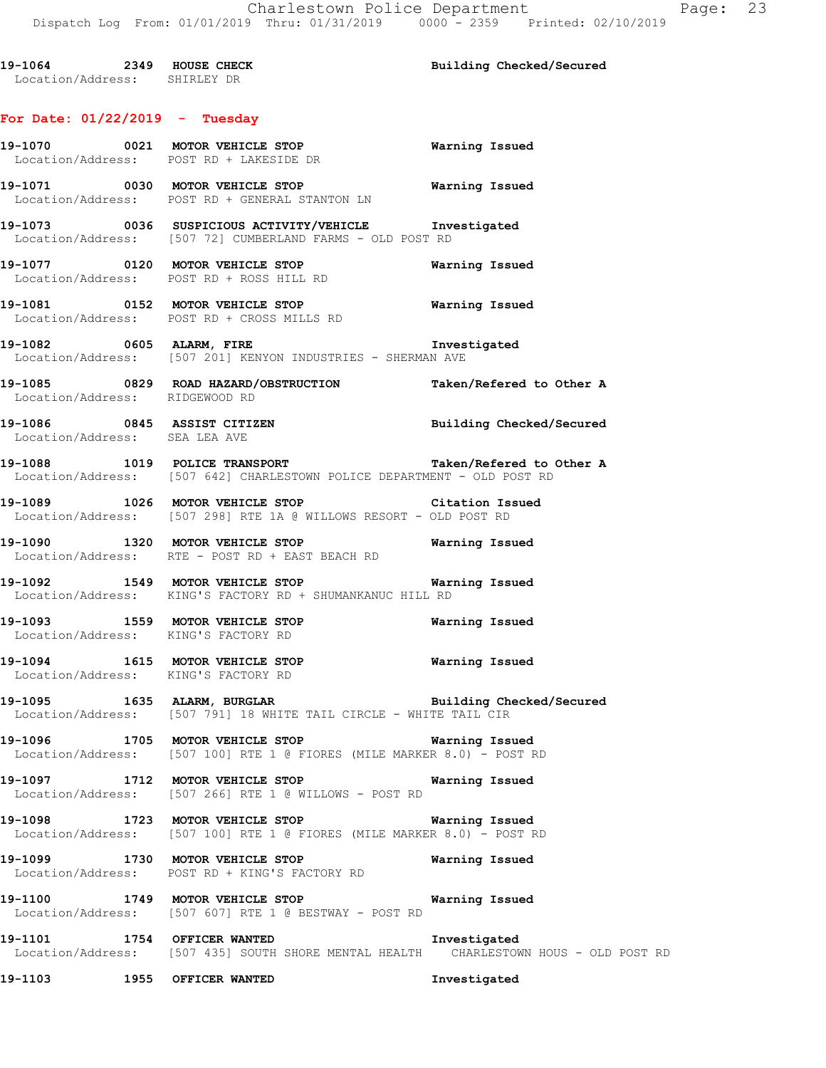**19-1064 2349 HOUSE CHECK** **Building Checked/Secured**
Location/Address: SHIRLEY DR

## For Date: 01/22/2019 - Tuesday

**19-1070 0021 MOTOR VEHICLE STOP** **Warning Issued**
Location/Address: POST RD + LAKESIDE DR

**19-1071 0030 MOTOR VEHICLE STOP** **Warning Issued**
Location/Address: POST RD + GENERAL STANTON LN

**19-1073 0036 SUSPICIOUS ACTIVITY/VEHICLE** **Investigated**
Location/Address: [507 72] CUMBERLAND FARMS - OLD POST RD

**19-1077 0120 MOTOR VEHICLE STOP** **Warning Issued**
Location/Address: POST RD + ROSS HILL RD

**19-1081 0152 MOTOR VEHICLE STOP** **Warning Issued**
Location/Address: POST RD + CROSS MILLS RD

**19-1082 0605 ALARM, FIRE** **Investigated**
Location/Address: [507 201] KENYON INDUSTRIES - SHERMAN AVE

**19-1085 0829 ROAD HAZARD/OBSTRUCTION** **Taken/Refered to Other A**
Location/Address: RIDGEWOOD RD

**19-1086 0845 ASSIST CITIZEN** **Building Checked/Secured**
Location/Address: SEA LEA AVE

**19-1088 1019 POLICE TRANSPORT** **Taken/Refered to Other A**
Location/Address: [507 642] CHARLESTOWN POLICE DEPARTMENT - OLD POST RD

**19-1089 1026 MOTOR VEHICLE STOP** **Citation Issued**
Location/Address: [507 298] RTE 1A @ WILLOWS RESORT - OLD POST RD

**19-1090 1320 MOTOR VEHICLE STOP** **Warning Issued**
Location/Address: RTE - POST RD + EAST BEACH RD

**19-1092 1549 MOTOR VEHICLE STOP** **Warning Issued**
Location/Address: KING'S FACTORY RD + SHUMANKANUC HILL RD

**19-1093 1559 MOTOR VEHICLE STOP** **Warning Issued**
Location/Address: KING'S FACTORY RD

**19-1094 1615 MOTOR VEHICLE STOP** **Warning Issued**
Location/Address: KING'S FACTORY RD

**19-1095 1635 ALARM, BURGLAR** **Building Checked/Secured**
Location/Address: [507 791] 18 WHITE TAIL CIRCLE - WHITE TAIL CIR

**19-1096 1705 MOTOR VEHICLE STOP** **Warning Issued**
Location/Address: [507 100] RTE 1 @ FIORES (MILE MARKER 8.0) - POST RD

**19-1097 1712 MOTOR VEHICLE STOP** **Warning Issued**
Location/Address: [507 266] RTE 1 @ WILLOWS - POST RD

**19-1098 1723 MOTOR VEHICLE STOP** **Warning Issued**
Location/Address: [507 100] RTE 1 @ FIORES (MILE MARKER 8.0) - POST RD

**19-1099 1730 MOTOR VEHICLE STOP** **Warning Issued**
Location/Address: POST RD + KING'S FACTORY RD

**19-1100 1749 MOTOR VEHICLE STOP** **Warning Issued**
Location/Address: [507 607] RTE 1 @ BESTWAY - POST RD

**19-1101 1754 OFFICER WANTED** **Investigated**
Location/Address: [507 435] SOUTH SHORE MENTAL HEALTH CHARLESTOWN HOUS - OLD POST RD

**19-1103 1955 OFFICER WANTED** **Investigated**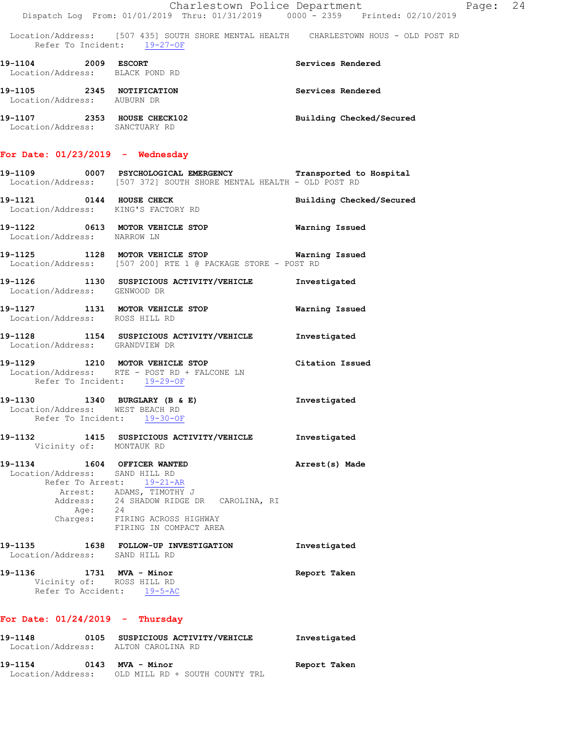Location/Address: [507 435] SOUTH SHORE MENTAL HEALTH CHARLESTOWN HOUS - OLD POST RD
Refer To Incident: 19-27-OF

**19-1104 2009 ESCORT** Services Rendered
Location/Address: BLACK POND RD

**19-1105 2345 NOTIFICATION** Services Rendered
Location/Address: AUBURN DR

**19-1107 2353 HOUSE CHECK102** Building Checked/Secured
Location/Address: SANCTUARY RD

## For Date: 01/23/2019 - Wednesday

**19-1109 0007 PSYCHOLOGICAL EMERGENCY** Transported to Hospital
Location/Address: [507 372] SOUTH SHORE MENTAL HEALTH - OLD POST RD

**19-1121 0144 HOUSE CHECK** Building Checked/Secured
Location/Address: KING'S FACTORY RD

**19-1122 0613 MOTOR VEHICLE STOP** Warning Issued
Location/Address: NARROW LN

**19-1125 1128 MOTOR VEHICLE STOP** Warning Issued
Location/Address: [507 200] RTE 1 @ PACKAGE STORE - POST RD

**19-1126 1130 SUSPICIOUS ACTIVITY/VEHICLE** Investigated
Location/Address: GENWOOD DR

**19-1127 1131 MOTOR VEHICLE STOP** Warning Issued
Location/Address: ROSS HILL RD

**19-1128 1154 SUSPICIOUS ACTIVITY/VEHICLE** Investigated
Location/Address: GRANDVIEW DR

**19-1129 1210 MOTOR VEHICLE STOP** Citation Issued
Location/Address: RTE - POST RD + FALCONE LN
Refer To Incident: 19-29-OF

**19-1130 1340 BURGLARY (B & E)** Investigated
Location/Address: WEST BEACH RD
Refer To Incident: 19-30-OF

**19-1132 1415 SUSPICIOUS ACTIVITY/VEHICLE** Investigated
Vicinity of: MONTAUK RD

**19-1134 1604 OFFICER WANTED** Arrest(s) Made
Location/Address: SAND HILL RD
Refer To Arrest: 19-21-AR
Arrest: ADAMS, TIMOTHY J
Address: 24 SHADOW RIDGE DR CAROLINA, RI
Age: 24
Charges: FIRING ACROSS HIGHWAY
FIRING IN COMPACT AREA

**19-1135 1638 FOLLOW-UP INVESTIGATION** Investigated
Location/Address: SAND HILL RD

**19-1136 1731 MVA - Minor** Report Taken
Vicinity of: ROSS HILL RD
Refer To Accident: 19-5-AC

## For Date: 01/24/2019 - Thursday

**19-1148 0105 SUSPICIOUS ACTIVITY/VEHICLE** Investigated
Location/Address: ALTON CAROLINA RD

**19-1154 0143 MVA - Minor** Report Taken
Location/Address: OLD MILL RD + SOUTH COUNTY TRL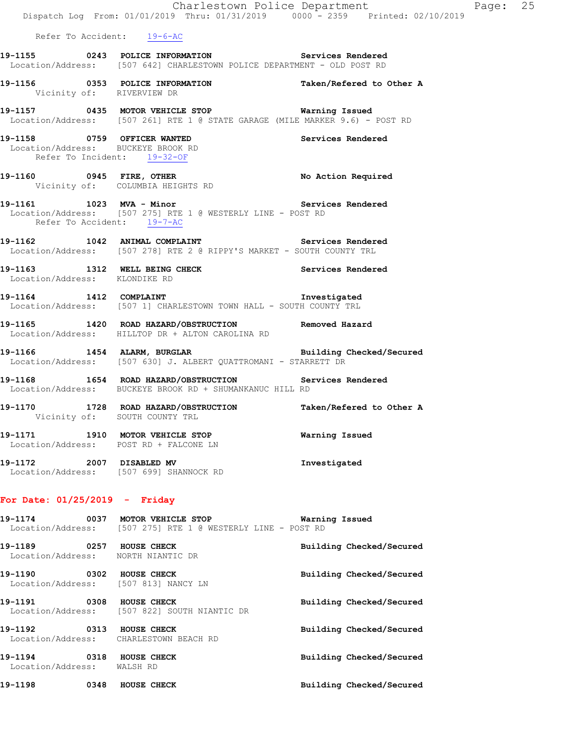Refer To Accident: 19-6-AC

**19-1155 0243 POLICE INFORMATION** Services Rendered
Location/Address: [507 642] CHARLESTOWN POLICE DEPARTMENT - OLD POST RD

**19-1156 0353 POLICE INFORMATION** Taken/Refered to Other A
Vicinity of: RIVERVIEW DR

**19-1157 0435 MOTOR VEHICLE STOP** Warning Issued
Location/Address: [507 261] RTE 1 @ STATE GARAGE (MILE MARKER 9.6) - POST RD

**19-1158 0759 OFFICER WANTED** Services Rendered
Location/Address: BUCKEYE BROOK RD
Refer To Incident: 19-32-OF

**19-1160 0945 FIRE, OTHER** No Action Required
Vicinity of: COLUMBIA HEIGHTS RD

**19-1161 1023 MVA - Minor** Services Rendered
Location/Address: [507 275] RTE 1 @ WESTERLY LINE - POST RD
Refer To Accident: 19-7-AC

**19-1162 1042 ANIMAL COMPLAINT** Services Rendered
Location/Address: [507 278] RTE 2 @ RIPPY'S MARKET - SOUTH COUNTY TRL

**19-1163 1312 WELL BEING CHECK** Services Rendered
Location/Address: KLONDIKE RD

**19-1164 1412 COMPLAINT** Investigated
Location/Address: [507 1] CHARLESTOWN TOWN HALL - SOUTH COUNTY TRL

**19-1165 1420 ROAD HAZARD/OBSTRUCTION** Removed Hazard
Location/Address: HILLTOP DR + ALTON CAROLINA RD

**19-1166 1454 ALARM, BURGLAR** Building Checked/Secured
Location/Address: [507 630] J. ALBERT QUATTROMANI - STARRETT DR

**19-1168 1654 ROAD HAZARD/OBSTRUCTION** Services Rendered
Location/Address: BUCKEYE BROOK RD + SHUMANKANUC HILL RD

**19-1170 1728 ROAD HAZARD/OBSTRUCTION** Taken/Refered to Other A
Vicinity of: SOUTH COUNTY TRL

**19-1171 1910 MOTOR VEHICLE STOP** Warning Issued
Location/Address: POST RD + FALCONE LN

**19-1172 2007 DISABLED MV** Investigated
Location/Address: [507 699] SHANNOCK RD

## For Date: 01/25/2019 - Friday

**19-1174 0037 MOTOR VEHICLE STOP** Warning Issued
Location/Address: [507 275] RTE 1 @ WESTERLY LINE - POST RD

**19-1189 0257 HOUSE CHECK** Building Checked/Secured
Location/Address: NORTH NIANTIC DR

**19-1190 0302 HOUSE CHECK** Building Checked/Secured
Location/Address: [507 813] NANCY LN

**19-1191 0308 HOUSE CHECK** Building Checked/Secured
Location/Address: [507 822] SOUTH NIANTIC DR

**19-1192 0313 HOUSE CHECK** Building Checked/Secured
Location/Address: CHARLESTOWN BEACH RD

**19-1194 0318 HOUSE CHECK** Building Checked/Secured
Location/Address: WALSH RD

**19-1198 0348 HOUSE CHECK** Building Checked/Secured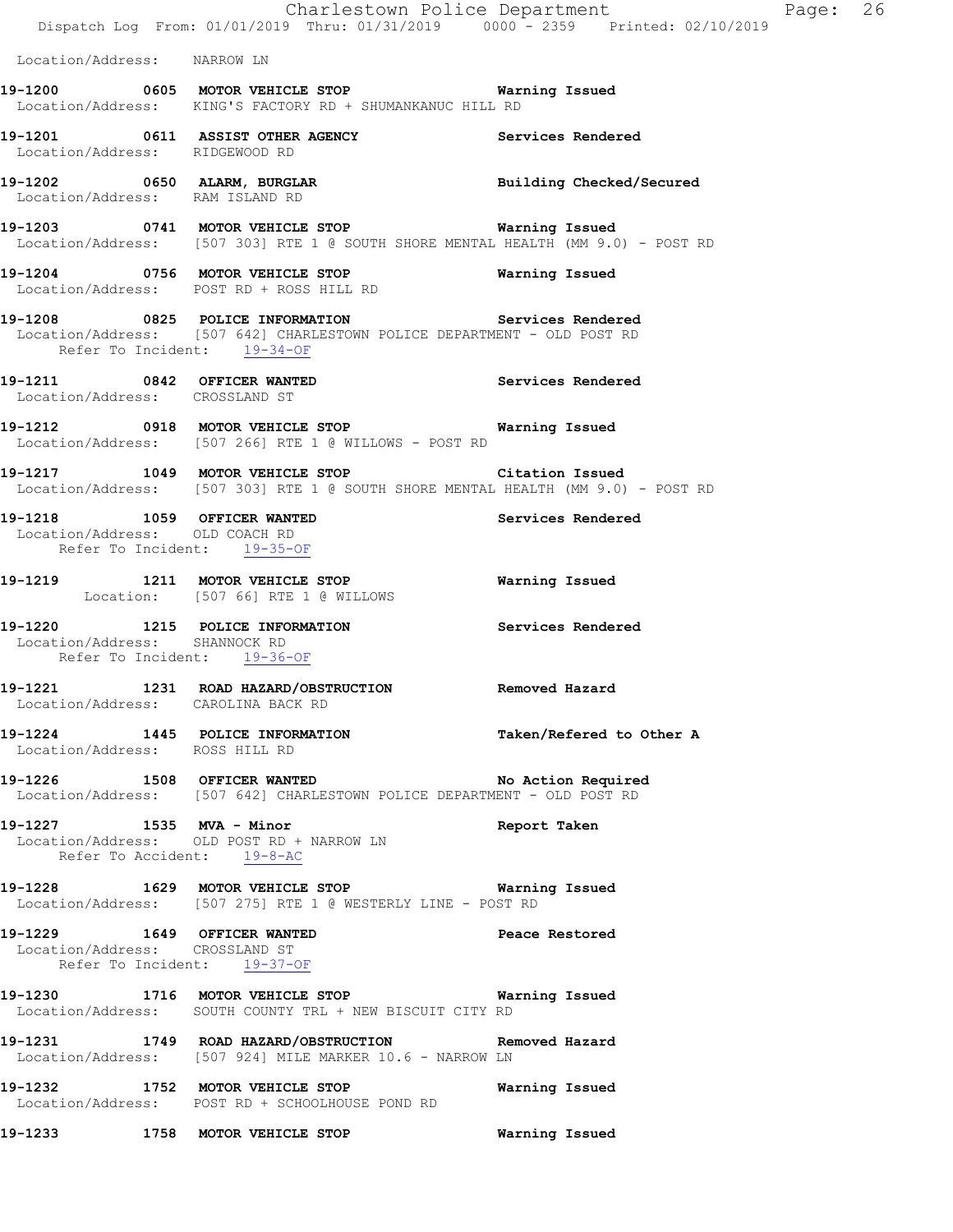Location/Address: NARROW LN

**19-1200 0605 MOTOR VEHICLE STOP** Warning Issued
Location/Address: KING'S FACTORY RD + SHUMANKANUC HILL RD

**19-1201 0611 ASSIST OTHER AGENCY** Services Rendered
Location/Address: RIDGEWOOD RD

**19-1202 0650 ALARM, BURGLAR** Building Checked/Secured
Location/Address: RAM ISLAND RD

**19-1203 0741 MOTOR VEHICLE STOP** Warning Issued
Location/Address: [507 303] RTE 1 @ SOUTH SHORE MENTAL HEALTH (MM 9.0) - POST RD

**19-1204 0756 MOTOR VEHICLE STOP** Warning Issued
Location/Address: POST RD + ROSS HILL RD

**19-1208 0825 POLICE INFORMATION** Services Rendered
Location/Address: [507 642] CHARLESTOWN POLICE DEPARTMENT - OLD POST RD
Refer To Incident: 19-34-OF

**19-1211 0842 OFFICER WANTED** Services Rendered
Location/Address: CROSSLAND ST

**19-1212 0918 MOTOR VEHICLE STOP** Warning Issued
Location/Address: [507 266] RTE 1 @ WILLOWS - POST RD

**19-1217 1049 MOTOR VEHICLE STOP** Citation Issued
Location/Address: [507 303] RTE 1 @ SOUTH SHORE MENTAL HEALTH (MM 9.0) - POST RD

**19-1218 1059 OFFICER WANTED** Services Rendered
Location/Address: OLD COACH RD
Refer To Incident: 19-35-OF

**19-1219 1211 MOTOR VEHICLE STOP** Warning Issued
Location: [507 66] RTE 1 @ WILLOWS

**19-1220 1215 POLICE INFORMATION** Services Rendered
Location/Address: SHANNOCK RD
Refer To Incident: 19-36-OF

**19-1221 1231 ROAD HAZARD/OBSTRUCTION** Removed Hazard
Location/Address: CAROLINA BACK RD

**19-1224 1445 POLICE INFORMATION** Taken/Refered to Other A
Location/Address: ROSS HILL RD

**19-1226 1508 OFFICER WANTED** No Action Required
Location/Address: [507 642] CHARLESTOWN POLICE DEPARTMENT - OLD POST RD

**19-1227 1535 MVA - Minor** Report Taken
Location/Address: OLD POST RD + NARROW LN
Refer To Accident: 19-8-AC

**19-1228 1629 MOTOR VEHICLE STOP** Warning Issued
Location/Address: [507 275] RTE 1 @ WESTERLY LINE - POST RD

**19-1229 1649 OFFICER WANTED** Peace Restored
Location/Address: CROSSLAND ST
Refer To Incident: 19-37-OF

**19-1230 1716 MOTOR VEHICLE STOP** Warning Issued
Location/Address: SOUTH COUNTY TRL + NEW BISCUIT CITY RD

**19-1231 1749 ROAD HAZARD/OBSTRUCTION** Removed Hazard
Location/Address: [507 924] MILE MARKER 10.6 - NARROW LN

**19-1232 1752 MOTOR VEHICLE STOP** Warning Issued
Location/Address: POST RD + SCHOOLHOUSE POND RD

**19-1233 1758 MOTOR VEHICLE STOP** Warning Issued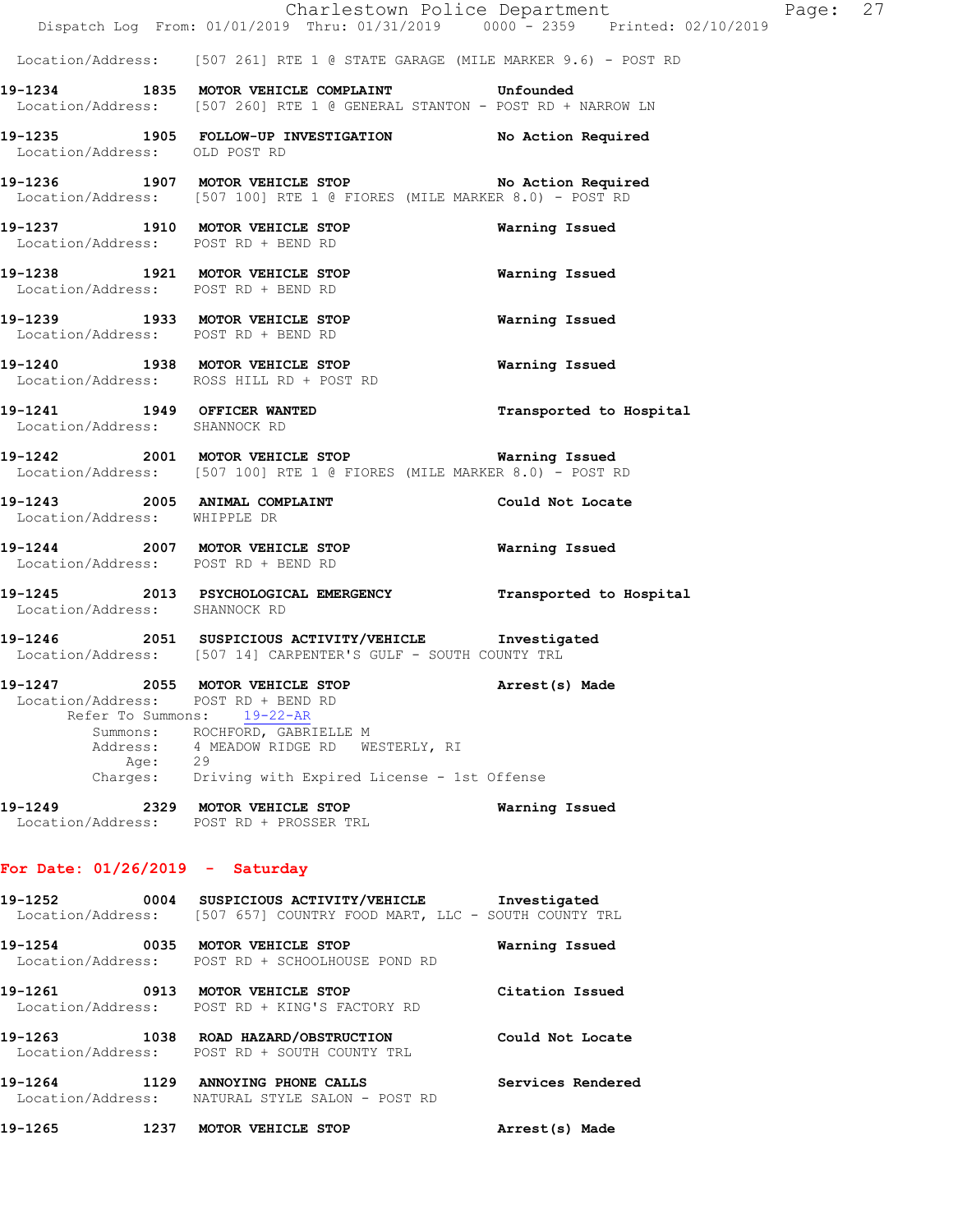Location/Address: [507 261] RTE 1 @ STATE GARAGE (MILE MARKER 9.6) - POST RD

**19-1234 1835 MOTOR VEHICLE COMPLAINT** Unfounded
Location/Address: [507 260] RTE 1 @ GENERAL STANTON - POST RD + NARROW LN

**19-1235 1905 FOLLOW-UP INVESTIGATION** No Action Required
Location/Address: OLD POST RD

**19-1236 1907 MOTOR VEHICLE STOP** No Action Required
Location/Address: [507 100] RTE 1 @ FIORES (MILE MARKER 8.0) - POST RD

**19-1237 1910 MOTOR VEHICLE STOP** Warning Issued
Location/Address: POST RD + BEND RD

**19-1238 1921 MOTOR VEHICLE STOP** Warning Issued
Location/Address: POST RD + BEND RD

**19-1239 1933 MOTOR VEHICLE STOP** Warning Issued
Location/Address: POST RD + BEND RD

**19-1240 1938 MOTOR VEHICLE STOP** Warning Issued
Location/Address: ROSS HILL RD + POST RD

**19-1241 1949 OFFICER WANTED** Transported to Hospital
Location/Address: SHANNOCK RD

**19-1242 2001 MOTOR VEHICLE STOP** Warning Issued
Location/Address: [507 100] RTE 1 @ FIORES (MILE MARKER 8.0) - POST RD

**19-1243 2005 ANIMAL COMPLAINT** Could Not Locate
Location/Address: WHIPPLE DR

**19-1244 2007 MOTOR VEHICLE STOP** Warning Issued
Location/Address: POST RD + BEND RD

**19-1245 2013 PSYCHOLOGICAL EMERGENCY** Transported to Hospital
Location/Address: SHANNOCK RD

**19-1246 2051 SUSPICIOUS ACTIVITY/VEHICLE** Investigated
Location/Address: [507 14] CARPENTER'S GULF - SOUTH COUNTY TRL

**19-1247 2055 MOTOR VEHICLE STOP** Arrest(s) Made
Location/Address: POST RD + BEND RD
Refer To Summons: 19-22-AR
Summons: ROCHFORD, GABRIELLE M
Address: 4 MEADOW RIDGE RD WESTERLY, RI
Age: 29
Charges: Driving with Expired License - 1st Offense

**19-1249 2329 MOTOR VEHICLE STOP** Warning Issued
Location/Address: POST RD + PROSSER TRL

## For Date: 01/26/2019 - Saturday

**19-1252 0004 SUSPICIOUS ACTIVITY/VEHICLE** Investigated
Location/Address: [507 657] COUNTRY FOOD MART, LLC - SOUTH COUNTY TRL

**19-1254 0035 MOTOR VEHICLE STOP** Warning Issued
Location/Address: POST RD + SCHOOLHOUSE POND RD

**19-1261 0913 MOTOR VEHICLE STOP** Citation Issued
Location/Address: POST RD + KING'S FACTORY RD

**19-1263 1038 ROAD HAZARD/OBSTRUCTION** Could Not Locate
Location/Address: POST RD + SOUTH COUNTY TRL

**19-1264 1129 ANNOYING PHONE CALLS** Services Rendered
Location/Address: NATURAL STYLE SALON - POST RD

**19-1265 1237 MOTOR VEHICLE STOP** Arrest(s) Made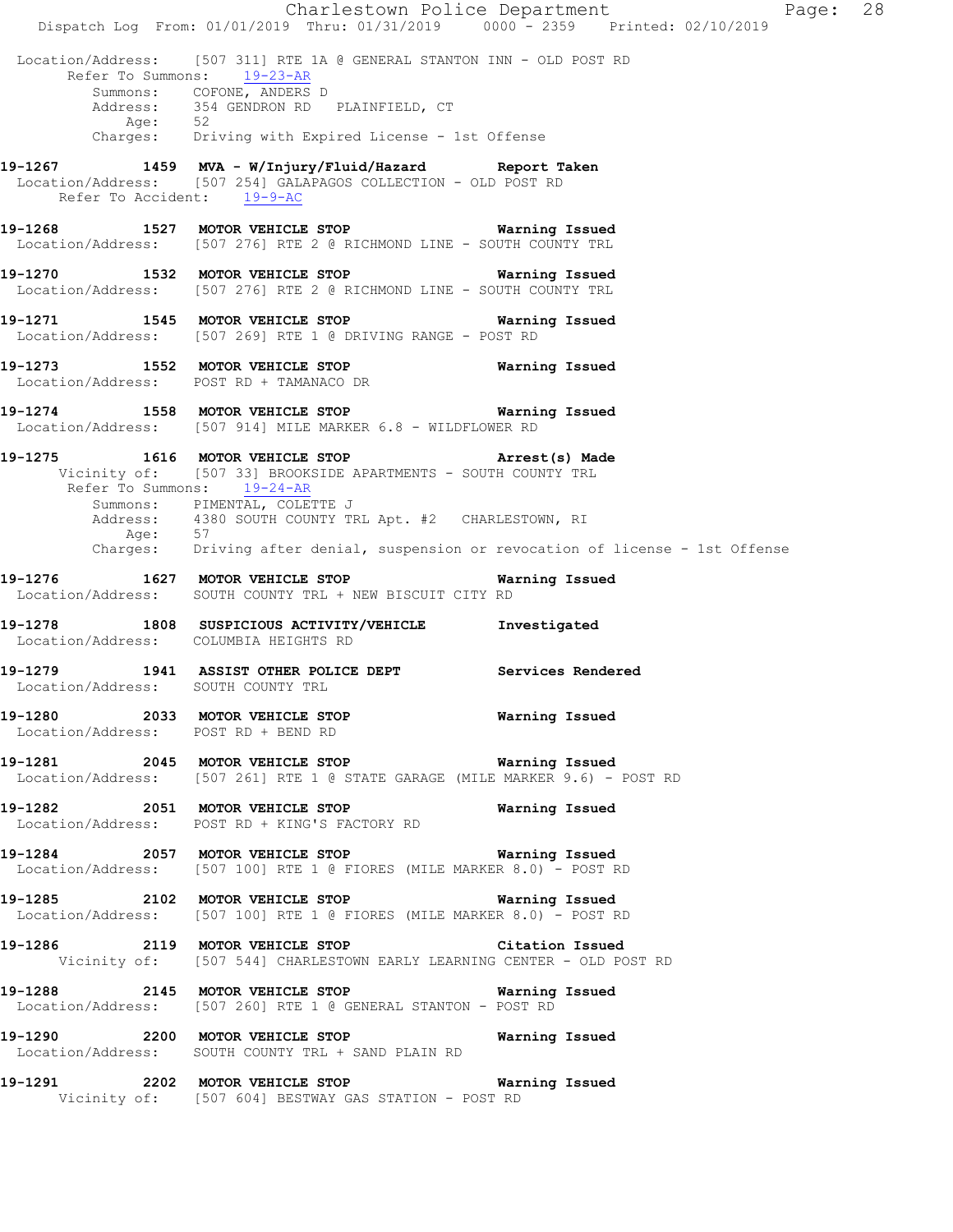Location/Address: [507 311] RTE 1A @ GENERAL STANTON INN - OLD POST RD
Refer To Summons: 19-23-AR
Summons: COFONE, ANDERS D
Address: 354 GENDRON RD PLAINFIELD, CT
Age: 52
Charges: Driving with Expired License - 1st Offense

**19-1267 1459 MVA - W/Injury/Fluid/Hazard Report Taken**
Location/Address: [507 254] GALAPAGOS COLLECTION - OLD POST RD
Refer To Accident: 19-9-AC

**19-1268 1527 MOTOR VEHICLE STOP Warning Issued**
Location/Address: [507 276] RTE 2 @ RICHMOND LINE - SOUTH COUNTY TRL

**19-1270 1532 MOTOR VEHICLE STOP Warning Issued**
Location/Address: [507 276] RTE 2 @ RICHMOND LINE - SOUTH COUNTY TRL

**19-1271 1545 MOTOR VEHICLE STOP Warning Issued**
Location/Address: [507 269] RTE 1 @ DRIVING RANGE - POST RD

**19-1273 1552 MOTOR VEHICLE STOP Warning Issued**
Location/Address: POST RD + TAMANACO DR

**19-1274 1558 MOTOR VEHICLE STOP Warning Issued**
Location/Address: [507 914] MILE MARKER 6.8 - WILDFLOWER RD

**19-1275 1616 MOTOR VEHICLE STOP Arrest(s) Made**
Vicinity of: [507 33] BROOKSIDE APARTMENTS - SOUTH COUNTY TRL
Refer To Summons: 19-24-AR
Summons: PIMENTAL, COLETTE J
Address: 4380 SOUTH COUNTY TRL Apt. #2 CHARLESTOWN, RI
Age: 57
Charges: Driving after denial, suspension or revocation of license - 1st Offense

**19-1276 1627 MOTOR VEHICLE STOP Warning Issued**
Location/Address: SOUTH COUNTY TRL + NEW BISCUIT CITY RD

**19-1278 1808 SUSPICIOUS ACTIVITY/VEHICLE Investigated**
Location/Address: COLUMBIA HEIGHTS RD

**19-1279 1941 ASSIST OTHER POLICE DEPT Services Rendered**
Location/Address: SOUTH COUNTY TRL

**19-1280 2033 MOTOR VEHICLE STOP Warning Issued**
Location/Address: POST RD + BEND RD

**19-1281 2045 MOTOR VEHICLE STOP Warning Issued**
Location/Address: [507 261] RTE 1 @ STATE GARAGE (MILE MARKER 9.6) - POST RD

**19-1282 2051 MOTOR VEHICLE STOP Warning Issued**
Location/Address: POST RD + KING'S FACTORY RD

**19-1284 2057 MOTOR VEHICLE STOP Warning Issued**
Location/Address: [507 100] RTE 1 @ FIORES (MILE MARKER 8.0) - POST RD

**19-1285 2102 MOTOR VEHICLE STOP Warning Issued**
Location/Address: [507 100] RTE 1 @ FIORES (MILE MARKER 8.0) - POST RD

**19-1286 2119 MOTOR VEHICLE STOP Citation Issued**
Vicinity of: [507 544] CHARLESTOWN EARLY LEARNING CENTER - OLD POST RD

**19-1288 2145 MOTOR VEHICLE STOP Warning Issued**
Location/Address: [507 260] RTE 1 @ GENERAL STANTON - POST RD

**19-1290 2200 MOTOR VEHICLE STOP Warning Issued**
Location/Address: SOUTH COUNTY TRL + SAND PLAIN RD

**19-1291 2202 MOTOR VEHICLE STOP Warning Issued**
Vicinity of: [507 604] BESTWAY GAS STATION - POST RD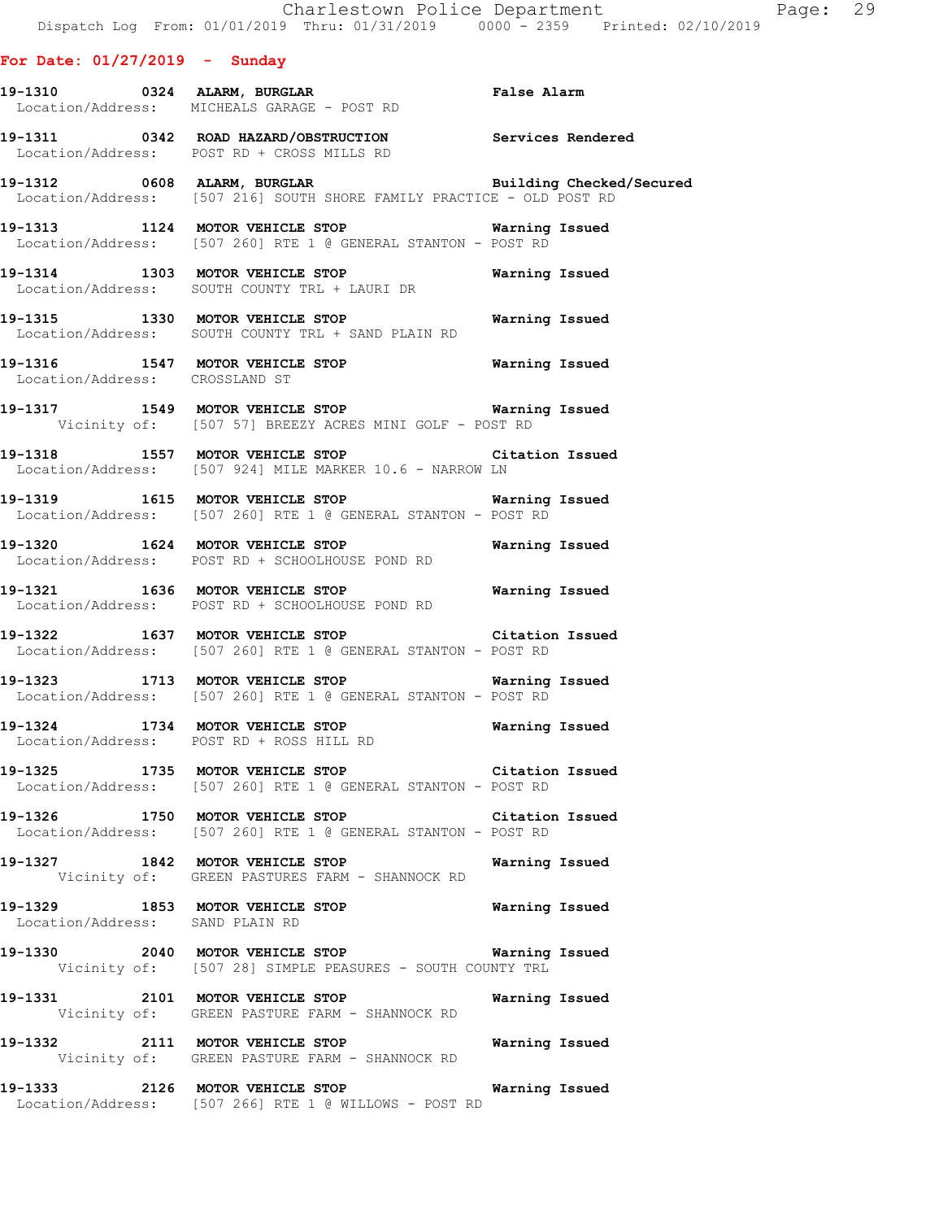**For Date: 01/27/2019 - Sunday**

**19-1310 0324 ALARM, BURGLAR** **False Alarm**
Location/Address: MICHEALS GARAGE - POST RD

**19-1311 0342 ROAD HAZARD/OBSTRUCTION** **Services Rendered**
Location/Address: POST RD + CROSS MILLS RD

**19-1312 0608 ALARM, BURGLAR** **Building Checked/Secured**
Location/Address: [507 216] SOUTH SHORE FAMILY PRACTICE - OLD POST RD

**19-1313 1124 MOTOR VEHICLE STOP** **Warning Issued**
Location/Address: [507 260] RTE 1 @ GENERAL STANTON - POST RD

**19-1314 1303 MOTOR VEHICLE STOP** **Warning Issued**
Location/Address: SOUTH COUNTY TRL + LAURI DR

**19-1315 1330 MOTOR VEHICLE STOP** **Warning Issued**
Location/Address: SOUTH COUNTY TRL + SAND PLAIN RD

**19-1316 1547 MOTOR VEHICLE STOP** **Warning Issued**
Location/Address: CROSSLAND ST

**19-1317 1549 MOTOR VEHICLE STOP** **Warning Issued**
Vicinity of: [507 57] BREEZY ACRES MINI GOLF - POST RD

**19-1318 1557 MOTOR VEHICLE STOP** **Citation Issued**
Location/Address: [507 924] MILE MARKER 10.6 - NARROW LN

**19-1319 1615 MOTOR VEHICLE STOP** **Warning Issued**
Location/Address: [507 260] RTE 1 @ GENERAL STANTON - POST RD

**19-1320 1624 MOTOR VEHICLE STOP** **Warning Issued**
Location/Address: POST RD + SCHOOLHOUSE POND RD

**19-1321 1636 MOTOR VEHICLE STOP** **Warning Issued**
Location/Address: POST RD + SCHOOLHOUSE POND RD

**19-1322 1637 MOTOR VEHICLE STOP** **Citation Issued**
Location/Address: [507 260] RTE 1 @ GENERAL STANTON - POST RD

**19-1323 1713 MOTOR VEHICLE STOP** **Warning Issued**
Location/Address: [507 260] RTE 1 @ GENERAL STANTON - POST RD

**19-1324 1734 MOTOR VEHICLE STOP** **Warning Issued**
Location/Address: POST RD + ROSS HILL RD

**19-1325 1735 MOTOR VEHICLE STOP** **Citation Issued**
Location/Address: [507 260] RTE 1 @ GENERAL STANTON - POST RD

**19-1326 1750 MOTOR VEHICLE STOP** **Citation Issued**
Location/Address: [507 260] RTE 1 @ GENERAL STANTON - POST RD

**19-1327 1842 MOTOR VEHICLE STOP** **Warning Issued**
Vicinity of: GREEN PASTURES FARM - SHANNOCK RD

**19-1329 1853 MOTOR VEHICLE STOP** **Warning Issued**
Location/Address: SAND PLAIN RD

**19-1330 2040 MOTOR VEHICLE STOP** **Warning Issued**
Vicinity of: [507 28] SIMPLE PEASURES - SOUTH COUNTY TRL

**19-1331 2101 MOTOR VEHICLE STOP** **Warning Issued**
Vicinity of: GREEN PASTURE FARM - SHANNOCK RD

**19-1332 2111 MOTOR VEHICLE STOP** **Warning Issued**
Vicinity of: GREEN PASTURE FARM - SHANNOCK RD

**19-1333 2126 MOTOR VEHICLE STOP** **Warning Issued**
Location/Address: [507 266] RTE 1 @ WILLOWS - POST RD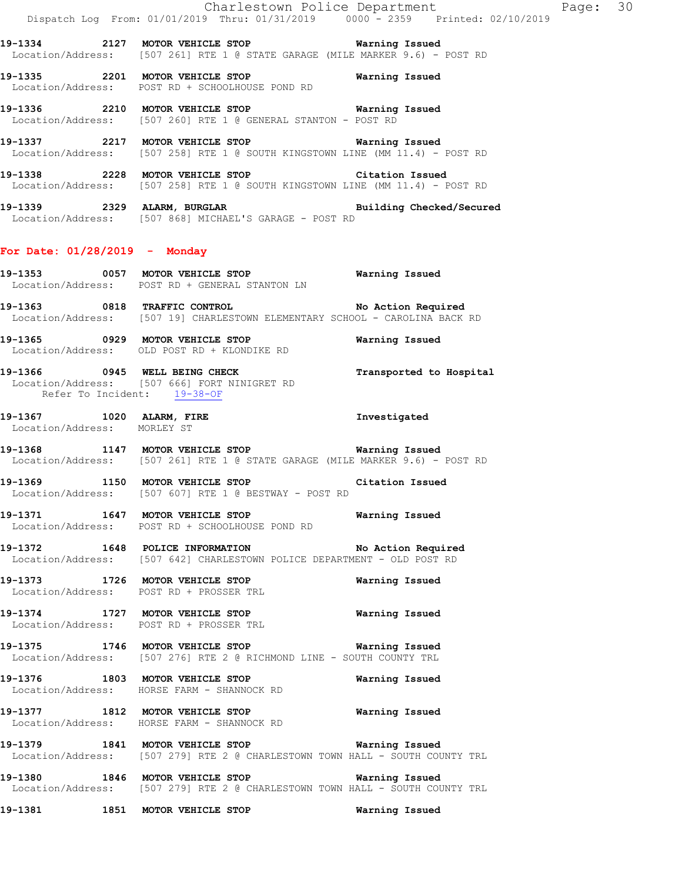**19-1334 2127 MOTOR VEHICLE STOP** Warning Issued
Location/Address: [507 261] RTE 1 @ STATE GARAGE (MILE MARKER 9.6) - POST RD

**19-1335 2201 MOTOR VEHICLE STOP** Warning Issued
Location/Address: POST RD + SCHOOLHOUSE POND RD

**19-1336 2210 MOTOR VEHICLE STOP** Warning Issued
Location/Address: [507 260] RTE 1 @ GENERAL STANTON - POST RD

**19-1337 2217 MOTOR VEHICLE STOP** Warning Issued
Location/Address: [507 258] RTE 1 @ SOUTH KINGSTOWN LINE (MM 11.4) - POST RD

**19-1338 2228 MOTOR VEHICLE STOP** Citation Issued
Location/Address: [507 258] RTE 1 @ SOUTH KINGSTOWN LINE (MM 11.4) - POST RD

**19-1339 2329 ALARM, BURGLAR** Building Checked/Secured
Location/Address: [507 868] MICHAEL'S GARAGE - POST RD

## For Date: 01/28/2019 - Monday

**19-1353 0057 MOTOR VEHICLE STOP** Warning Issued
Location/Address: POST RD + GENERAL STANTON LN

**19-1363 0818 TRAFFIC CONTROL** No Action Required
Location/Address: [507 19] CHARLESTOWN ELEMENTARY SCHOOL - CAROLINA BACK RD

**19-1365 0929 MOTOR VEHICLE STOP** Warning Issued
Location/Address: OLD POST RD + KLONDIKE RD

**19-1366 0945 WELL BEING CHECK** Transported to Hospital
Location/Address: [507 666] FORT NINIGRET RD
Refer To Incident: 19-38-OF

**19-1367 1020 ALARM, FIRE** Investigated
Location/Address: MORLEY ST

**19-1368 1147 MOTOR VEHICLE STOP** Warning Issued
Location/Address: [507 261] RTE 1 @ STATE GARAGE (MILE MARKER 9.6) - POST RD

**19-1369 1150 MOTOR VEHICLE STOP** Citation Issued
Location/Address: [507 607] RTE 1 @ BESTWAY - POST RD

**19-1371 1647 MOTOR VEHICLE STOP** Warning Issued
Location/Address: POST RD + SCHOOLHOUSE POND RD

**19-1372 1648 POLICE INFORMATION** No Action Required
Location/Address: [507 642] CHARLESTOWN POLICE DEPARTMENT - OLD POST RD

**19-1373 1726 MOTOR VEHICLE STOP** Warning Issued
Location/Address: POST RD + PROSSER TRL

**19-1374 1727 MOTOR VEHICLE STOP** Warning Issued
Location/Address: POST RD + PROSSER TRL

**19-1375 1746 MOTOR VEHICLE STOP** Warning Issued
Location/Address: [507 276] RTE 2 @ RICHMOND LINE - SOUTH COUNTY TRL

**19-1376 1803 MOTOR VEHICLE STOP** Warning Issued
Location/Address: HORSE FARM - SHANNOCK RD

**19-1377 1812 MOTOR VEHICLE STOP** Warning Issued
Location/Address: HORSE FARM - SHANNOCK RD

**19-1379 1841 MOTOR VEHICLE STOP** Warning Issued
Location/Address: [507 279] RTE 2 @ CHARLESTOWN TOWN HALL - SOUTH COUNTY TRL

**19-1380 1846 MOTOR VEHICLE STOP** Warning Issued
Location/Address: [507 279] RTE 2 @ CHARLESTOWN TOWN HALL - SOUTH COUNTY TRL

**19-1381 1851 MOTOR VEHICLE STOP** Warning Issued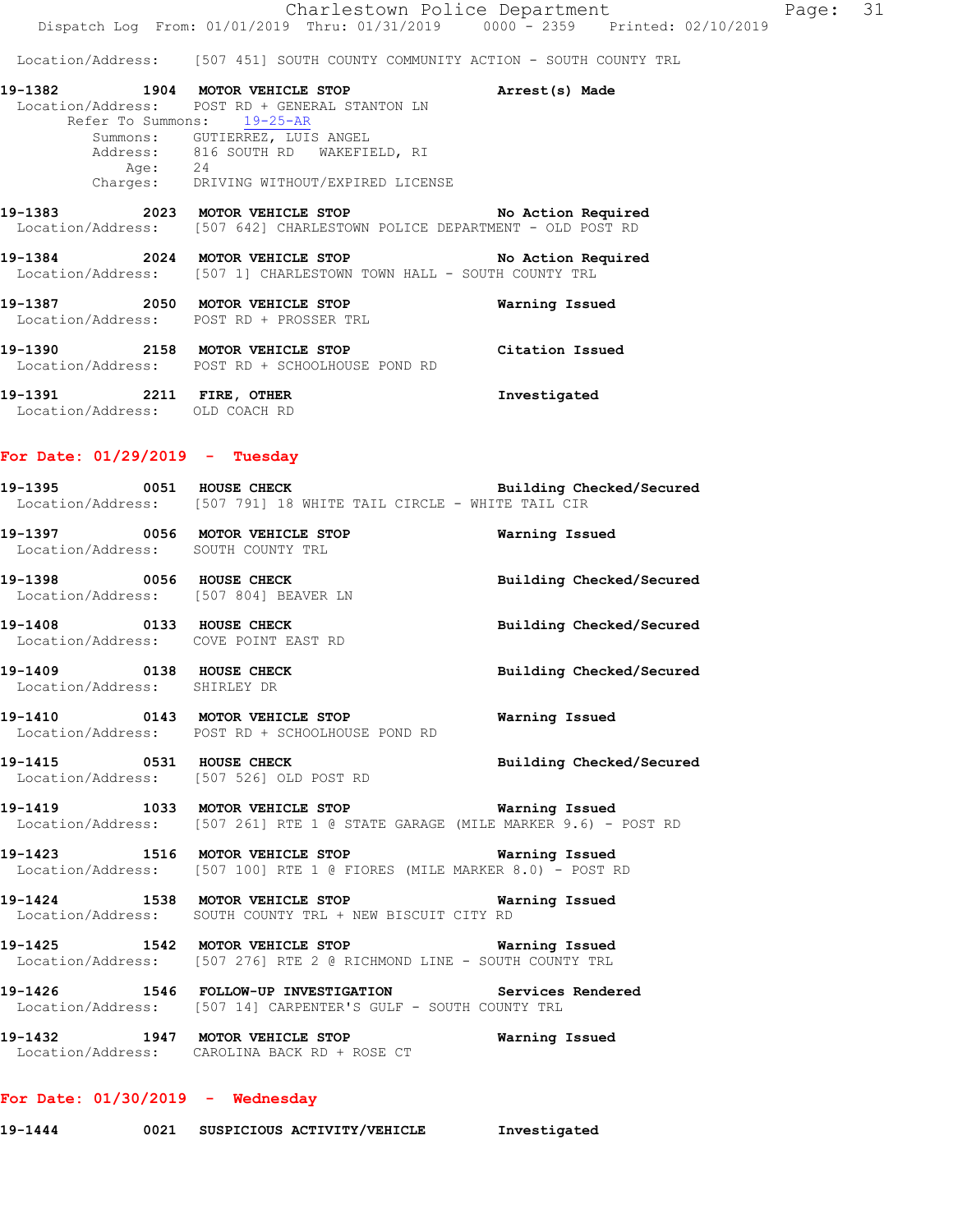Location/Address: [507 451] SOUTH COUNTY COMMUNITY ACTION - SOUTH COUNTY TRL

**19-1382 1904 MOTOR VEHICLE STOP** **Arrest(s) Made**
Location/Address: POST RD + GENERAL STANTON LN
Refer To Summons: 19-25-AR
Summons: GUTIERREZ, LUIS ANGEL
Address: 816 SOUTH RD WAKEFIELD, RI
Age: 24
Charges: DRIVING WITHOUT/EXPIRED LICENSE

**19-1383 2023 MOTOR VEHICLE STOP** **No Action Required**
Location/Address: [507 642] CHARLESTOWN POLICE DEPARTMENT - OLD POST RD

**19-1384 2024 MOTOR VEHICLE STOP** **No Action Required**
Location/Address: [507 1] CHARLESTOWN TOWN HALL - SOUTH COUNTY TRL

**19-1387 2050 MOTOR VEHICLE STOP** **Warning Issued**
Location/Address: POST RD + PROSSER TRL

**19-1390 2158 MOTOR VEHICLE STOP** **Citation Issued**
Location/Address: POST RD + SCHOOLHOUSE POND RD

**19-1391 2211 FIRE, OTHER** **Investigated**
Location/Address: OLD COACH RD

## For Date: 01/29/2019 - Tuesday

**19-1395 0051 HOUSE CHECK** **Building Checked/Secured**
Location/Address: [507 791] 18 WHITE TAIL CIRCLE - WHITE TAIL CIR

**19-1397 0056 MOTOR VEHICLE STOP** **Warning Issued**
Location/Address: SOUTH COUNTY TRL

**19-1398 0056 HOUSE CHECK** **Building Checked/Secured**
Location/Address: [507 804] BEAVER LN

**19-1408 0133 HOUSE CHECK** **Building Checked/Secured**
Location/Address: COVE POINT EAST RD

**19-1409 0138 HOUSE CHECK** **Building Checked/Secured**
Location/Address: SHIRLEY DR

**19-1410 0143 MOTOR VEHICLE STOP** **Warning Issued**
Location/Address: POST RD + SCHOOLHOUSE POND RD

**19-1415 0531 HOUSE CHECK** **Building Checked/Secured**
Location/Address: [507 526] OLD POST RD

**19-1419 1033 MOTOR VEHICLE STOP** **Warning Issued**
Location/Address: [507 261] RTE 1 @ STATE GARAGE (MILE MARKER 9.6) - POST RD

**19-1423 1516 MOTOR VEHICLE STOP** **Warning Issued**
Location/Address: [507 100] RTE 1 @ FIORES (MILE MARKER 8.0) - POST RD

**19-1424 1538 MOTOR VEHICLE STOP** **Warning Issued**
Location/Address: SOUTH COUNTY TRL + NEW BISCUIT CITY RD

**19-1425 1542 MOTOR VEHICLE STOP** **Warning Issued**
Location/Address: [507 276] RTE 2 @ RICHMOND LINE - SOUTH COUNTY TRL

**19-1426 1546 FOLLOW-UP INVESTIGATION** **Services Rendered**
Location/Address: [507 14] CARPENTER'S GULF - SOUTH COUNTY TRL

**19-1432 1947 MOTOR VEHICLE STOP** **Warning Issued**
Location/Address: CAROLINA BACK RD + ROSE CT

## For Date: 01/30/2019 - Wednesday

**19-1444 0021 SUSPICIOUS ACTIVITY/VEHICLE** **Investigated**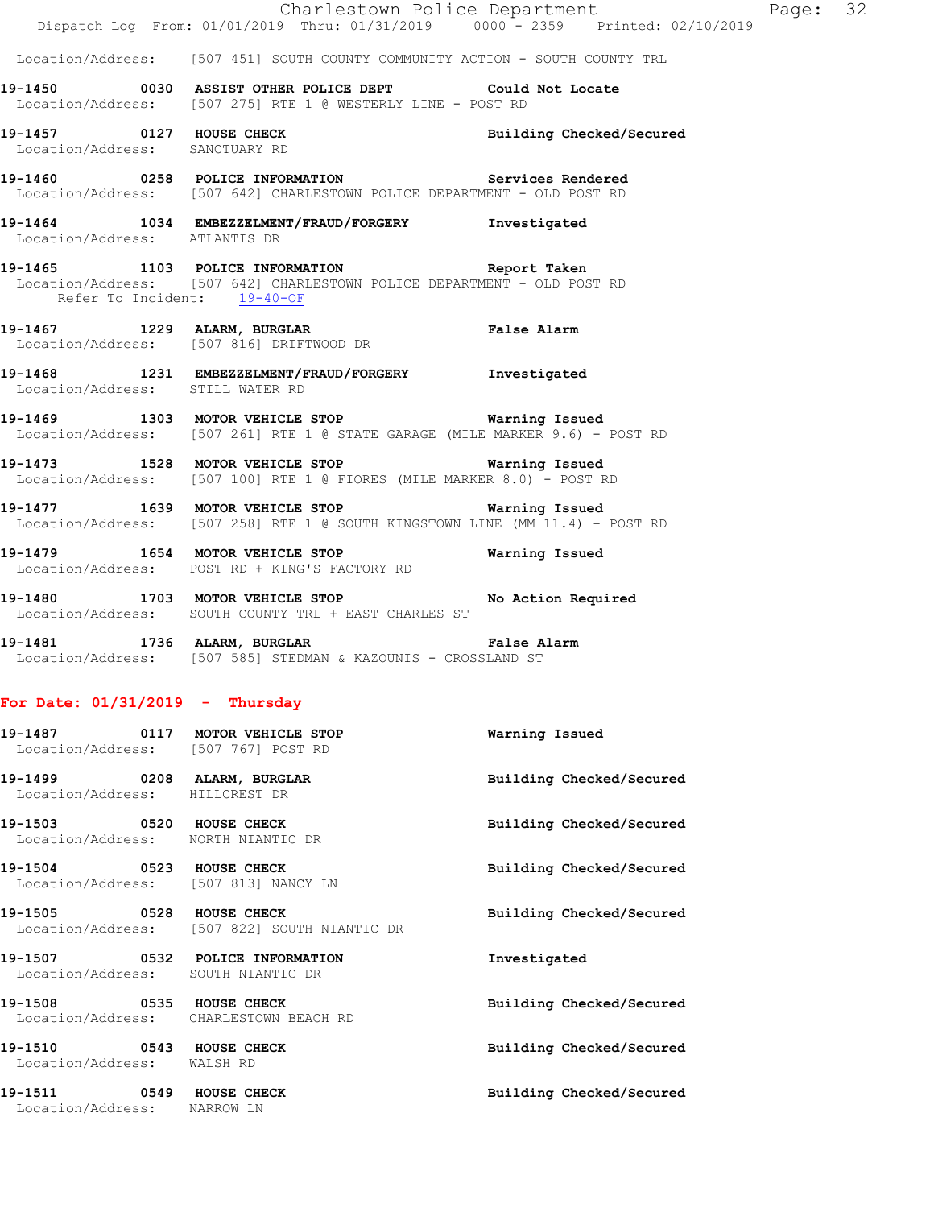Location/Address: [507 451] SOUTH COUNTY COMMUNITY ACTION - SOUTH COUNTY TRL

**19-1450 0030 ASSIST OTHER POLICE DEPT** Could Not Locate
Location/Address: [507 275] RTE 1 @ WESTERLY LINE - POST RD

**19-1457 0127 HOUSE CHECK** Building Checked/Secured
Location/Address: SANCTUARY RD

**19-1460 0258 POLICE INFORMATION** Services Rendered
Location/Address: [507 642] CHARLESTOWN POLICE DEPARTMENT - OLD POST RD

**19-1464 1034 EMBEZZELMENT/FRAUD/FORGERY** Investigated
Location/Address: ATLANTIS DR

**19-1465 1103 POLICE INFORMATION** Report Taken
Location/Address: [507 642] CHARLESTOWN POLICE DEPARTMENT - OLD POST RD
Refer To Incident: 19-40-OF

**19-1467 1229 ALARM, BURGLAR** False Alarm
Location/Address: [507 816] DRIFTWOOD DR

**19-1468 1231 EMBEZZELMENT/FRAUD/FORGERY** Investigated
Location/Address: STILL WATER RD

**19-1469 1303 MOTOR VEHICLE STOP** Warning Issued
Location/Address: [507 261] RTE 1 @ STATE GARAGE (MILE MARKER 9.6) - POST RD

**19-1473 1528 MOTOR VEHICLE STOP** Warning Issued
Location/Address: [507 100] RTE 1 @ FIORES (MILE MARKER 8.0) - POST RD

**19-1477 1639 MOTOR VEHICLE STOP** Warning Issued
Location/Address: [507 258] RTE 1 @ SOUTH KINGSTOWN LINE (MM 11.4) - POST RD

**19-1479 1654 MOTOR VEHICLE STOP** Warning Issued
Location/Address: POST RD + KING'S FACTORY RD

**19-1480 1703 MOTOR VEHICLE STOP** No Action Required
Location/Address: SOUTH COUNTY TRL + EAST CHARLES ST

**19-1481 1736 ALARM, BURGLAR** False Alarm
Location/Address: [507 585] STEDMAN & KAZOUNIS - CROSSLAND ST

## For Date: 01/31/2019 - Thursday

**19-1487 0117 MOTOR VEHICLE STOP** Warning Issued
Location/Address: [507 767] POST RD

**19-1499 0208 ALARM, BURGLAR** Building Checked/Secured
Location/Address: HILLCREST DR

**19-1503 0520 HOUSE CHECK** Building Checked/Secured
Location/Address: NORTH NIANTIC DR

**19-1504 0523 HOUSE CHECK** Building Checked/Secured
Location/Address: [507 813] NANCY LN

**19-1505 0528 HOUSE CHECK** Building Checked/Secured
Location/Address: [507 822] SOUTH NIANTIC DR

**19-1507 0532 POLICE INFORMATION** Investigated
Location/Address: SOUTH NIANTIC DR

**19-1508 0535 HOUSE CHECK** Building Checked/Secured
Location/Address: CHARLESTOWN BEACH RD

**19-1510 0543 HOUSE CHECK** Building Checked/Secured
Location/Address: WALSH RD

**19-1511 0549 HOUSE CHECK** Building Checked/Secured
Location/Address: NARROW LN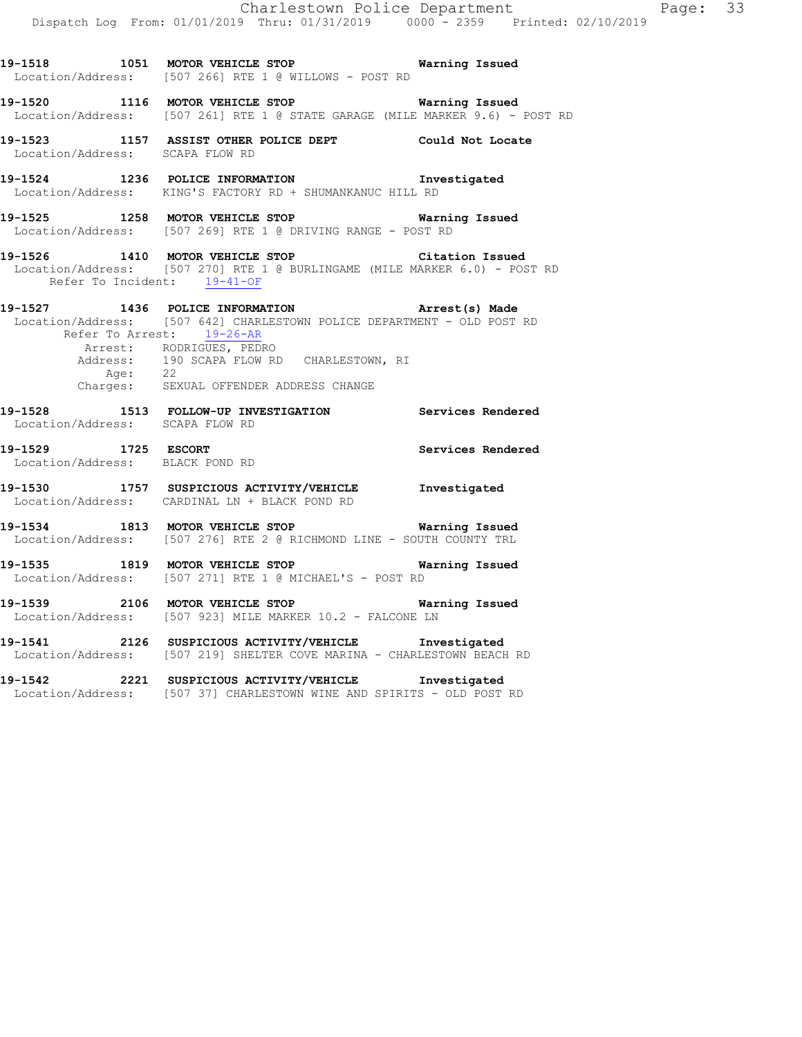**19-1518 1051 MOTOR VEHICLE STOP Warning Issued**
Location/Address: [507 266] RTE 1 @ WILLOWS - POST RD

**19-1520 1116 MOTOR VEHICLE STOP Warning Issued**
Location/Address: [507 261] RTE 1 @ STATE GARAGE (MILE MARKER 9.6) - POST RD

**19-1523 1157 ASSIST OTHER POLICE DEPT Could Not Locate**
Location/Address: SCAPA FLOW RD

**19-1524 1236 POLICE INFORMATION Investigated**
Location/Address: KING'S FACTORY RD + SHUMANKANUC HILL RD

**19-1525 1258 MOTOR VEHICLE STOP Warning Issued**
Location/Address: [507 269] RTE 1 @ DRIVING RANGE - POST RD

**19-1526 1410 MOTOR VEHICLE STOP Citation Issued**
Location/Address: [507 270] RTE 1 @ BURLINGAME (MILE MARKER 6.0) - POST RD
Refer To Incident: 19-41-OF

**19-1527 1436 POLICE INFORMATION Arrest(s) Made**
Location/Address: [507 642] CHARLESTOWN POLICE DEPARTMENT - OLD POST RD
Refer To Arrest: 19-26-AR
Arrest: RODRIGUES, PEDRO
Address: 190 SCAPA FLOW RD CHARLESTOWN, RI
Age: 22
Charges: SEXUAL OFFENDER ADDRESS CHANGE

**19-1528 1513 FOLLOW-UP INVESTIGATION Services Rendered**
Location/Address: SCAPA FLOW RD

**19-1529 1725 ESCORT Services Rendered**
Location/Address: BLACK POND RD

**19-1530 1757 SUSPICIOUS ACTIVITY/VEHICLE Investigated**
Location/Address: CARDINAL LN + BLACK POND RD

**19-1534 1813 MOTOR VEHICLE STOP Warning Issued**
Location/Address: [507 276] RTE 2 @ RICHMOND LINE - SOUTH COUNTY TRL

**19-1535 1819 MOTOR VEHICLE STOP Warning Issued**
Location/Address: [507 271] RTE 1 @ MICHAEL'S - POST RD

**19-1539 2106 MOTOR VEHICLE STOP Warning Issued**
Location/Address: [507 923] MILE MARKER 10.2 - FALCONE LN

**19-1541 2126 SUSPICIOUS ACTIVITY/VEHICLE Investigated**
Location/Address: [507 219] SHELTER COVE MARINA - CHARLESTOWN BEACH RD

**19-1542 2221 SUSPICIOUS ACTIVITY/VEHICLE Investigated**
Location/Address: [507 37] CHARLESTOWN WINE AND SPIRITS - OLD POST RD